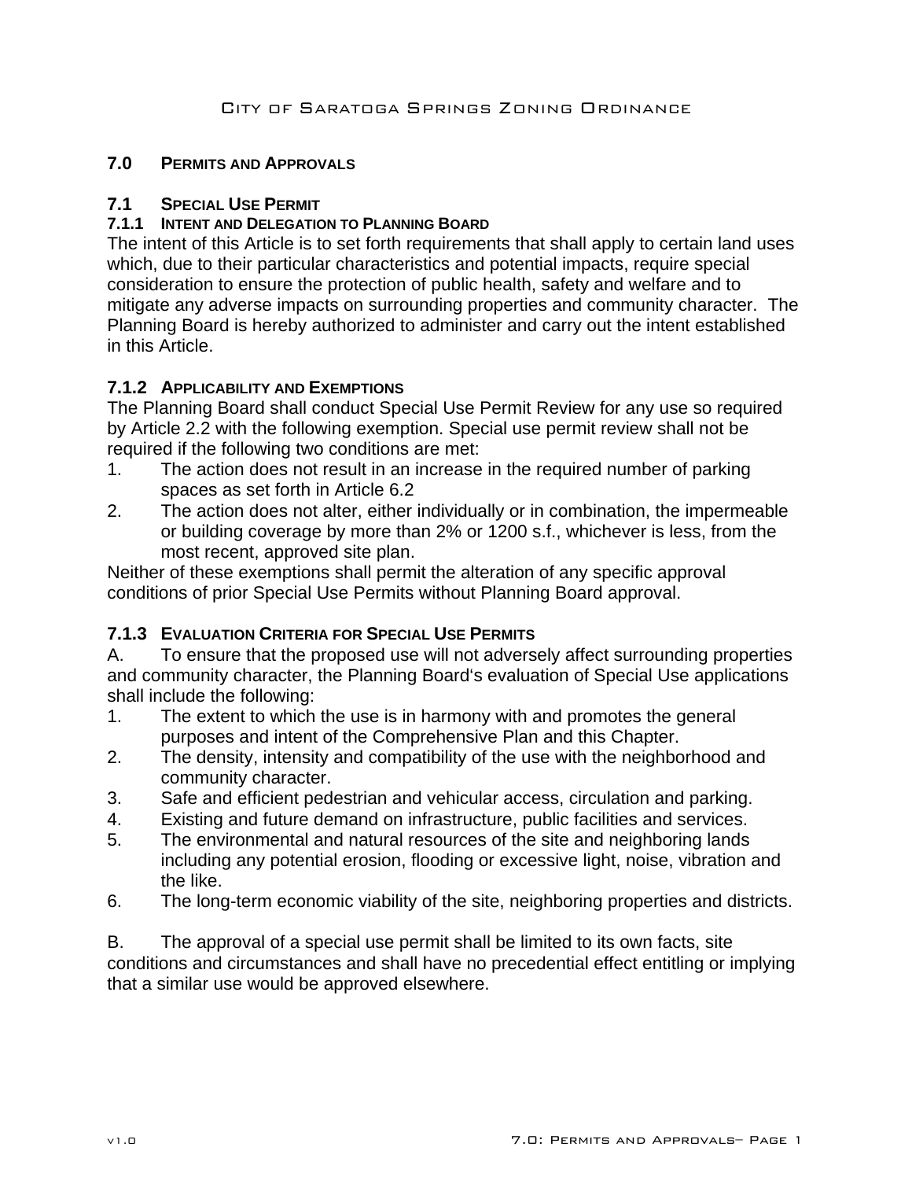# 7.0 PERMITS AND APPROVALS

## 7.1 SPECIAL USE PERMIT

### 7.1.1 INTENT AND DELEGATION TO PLANNING BOARD

The intent of this Article is to set forth requirements that shall apply to certain land uses which, due to their particular characteristics and potential impacts, require special consideration to ensure the protection of public health, safety and welfare and to mitigate any adverse impacts on surrounding properties and community character. The Planning Board is hereby authorized to administer and carry out the intent established in this Article.

### 7.1.2 APPLICABILITY AND EXEMPTIONS

The Planning Board shall conduct Special Use Permit Review for any use so required by Article 2.2 with the following exemption. Special use permit review shall not be required if the following two conditions are met:

1. The action does not result in an increase in the required number of parking spaces as set forth in Article 6.2
2. The action does not alter, either individually or in combination, the impermeable or building coverage by more than 2% or 1200 s.f., whichever is less, from the most recent, approved site plan.

Neither of these exemptions shall permit the alteration of any specific approval conditions of prior Special Use Permits without Planning Board approval.

### 7.1.3 EVALUATION CRITERIA FOR SPECIAL USE PERMITS

A. To ensure that the proposed use will not adversely affect surrounding properties and community character, the Planning Board's evaluation of Special Use applications shall include the following:

1. The extent to which the use is in harmony with and promotes the general purposes and intent of the Comprehensive Plan and this Chapter.
2. The density, intensity and compatibility of the use with the neighborhood and community character.
3. Safe and efficient pedestrian and vehicular access, circulation and parking.
4. Existing and future demand on infrastructure, public facilities and services.
5. The environmental and natural resources of the site and neighboring lands including any potential erosion, flooding or excessive light, noise, vibration and the like.
6. The long-term economic viability of the site, neighboring properties and districts.

B. The approval of a special use permit shall be limited to its own facts, site conditions and circumstances and shall have no precedential effect entitling or implying that a similar use would be approved elsewhere.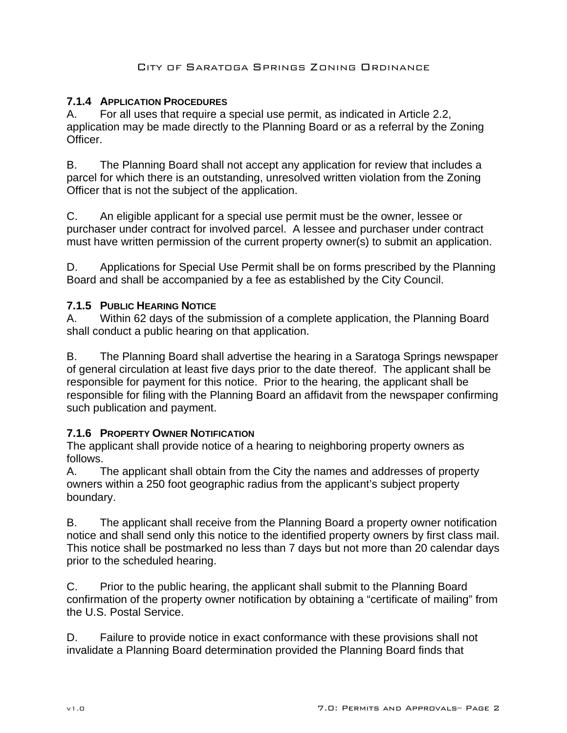### 7.1.4 APPLICATION PROCEDURES

A. For all uses that require a special use permit, as indicated in Article 2.2, application may be made directly to the Planning Board or as a referral by the Zoning Officer.

B. The Planning Board shall not accept any application for review that includes a parcel for which there is an outstanding, unresolved written violation from the Zoning Officer that is not the subject of the application.

C. An eligible applicant for a special use permit must be the owner, lessee or purchaser under contract for involved parcel. A lessee and purchaser under contract must have written permission of the current property owner(s) to submit an application.

D. Applications for Special Use Permit shall be on forms prescribed by the Planning Board and shall be accompanied by a fee as established by the City Council.

### 7.1.5 PUBLIC HEARING NOTICE

A. Within 62 days of the submission of a complete application, the Planning Board shall conduct a public hearing on that application.

B. The Planning Board shall advertise the hearing in a Saratoga Springs newspaper of general circulation at least five days prior to the date thereof. The applicant shall be responsible for payment for this notice. Prior to the hearing, the applicant shall be responsible for filing with the Planning Board an affidavit from the newspaper confirming such publication and payment.

### 7.1.6 PROPERTY OWNER NOTIFICATION

The applicant shall provide notice of a hearing to neighboring property owners as follows.

A. The applicant shall obtain from the City the names and addresses of property owners within a 250 foot geographic radius from the applicant's subject property boundary.

B. The applicant shall receive from the Planning Board a property owner notification notice and shall send only this notice to the identified property owners by first class mail. This notice shall be postmarked no less than 7 days but not more than 20 calendar days prior to the scheduled hearing.

C. Prior to the public hearing, the applicant shall submit to the Planning Board confirmation of the property owner notification by obtaining a "certificate of mailing" from the U.S. Postal Service.

D. Failure to provide notice in exact conformance with these provisions shall not invalidate a Planning Board determination provided the Planning Board finds that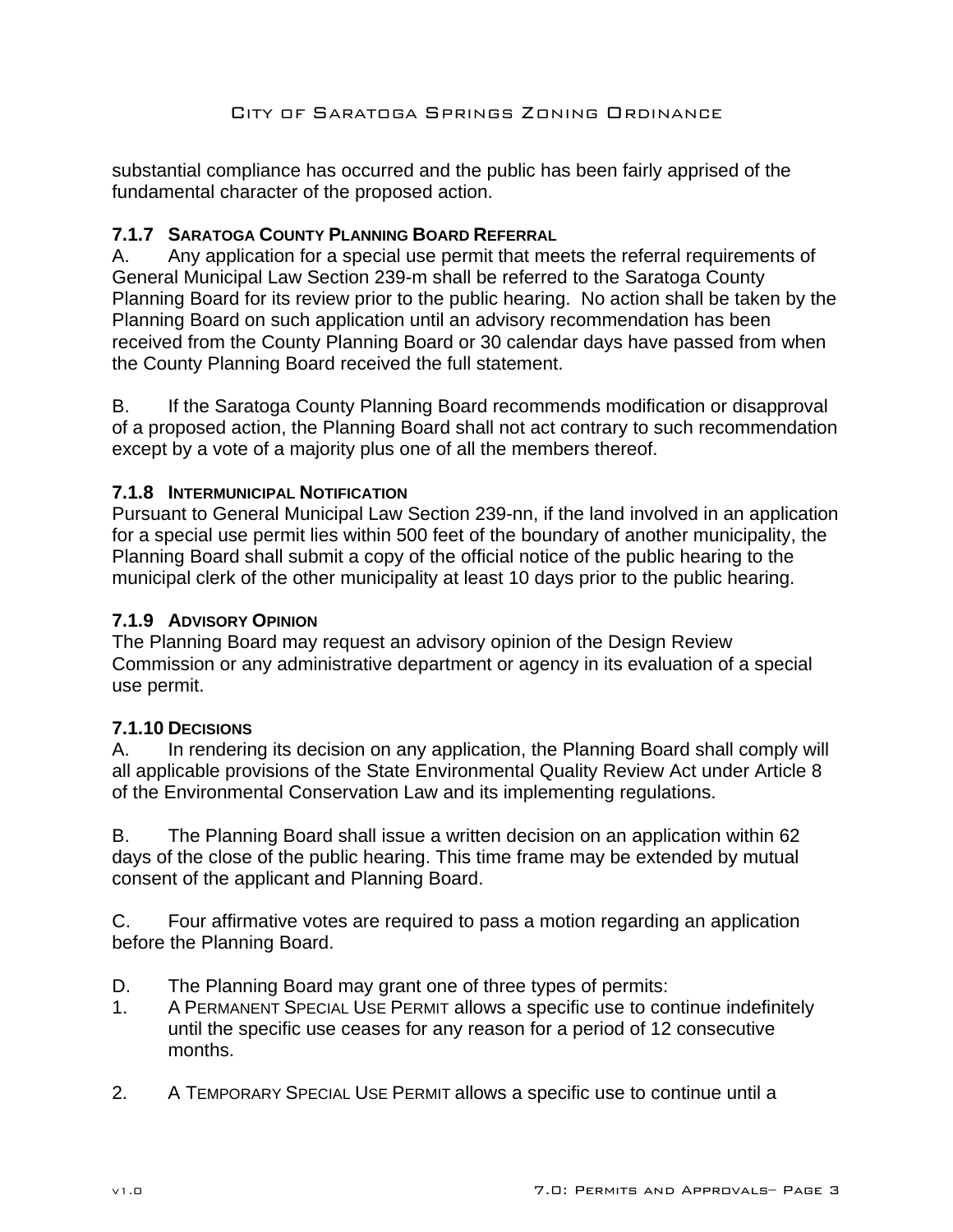substantial compliance has occurred and the public has been fairly apprised of the fundamental character of the proposed action.

#### 7.1.7 SARATOGA COUNTY PLANNING BOARD REFERRAL

A. Any application for a special use permit that meets the referral requirements of General Municipal Law Section 239-m shall be referred to the Saratoga County Planning Board for its review prior to the public hearing. No action shall be taken by the Planning Board on such application until an advisory recommendation has been received from the County Planning Board or 30 calendar days have passed from when the County Planning Board received the full statement.

B. If the Saratoga County Planning Board recommends modification or disapproval of a proposed action, the Planning Board shall not act contrary to such recommendation except by a vote of a majority plus one of all the members thereof.

#### 7.1.8 INTERMUNICIPAL NOTIFICATION

Pursuant to General Municipal Law Section 239-nn, if the land involved in an application for a special use permit lies within 500 feet of the boundary of another municipality, the Planning Board shall submit a copy of the official notice of the public hearing to the municipal clerk of the other municipality at least 10 days prior to the public hearing.

#### 7.1.9 ADVISORY OPINION

The Planning Board may request an advisory opinion of the Design Review Commission or any administrative department or agency in its evaluation of a special use permit.

#### 7.1.10 DECISIONS

A. In rendering its decision on any application, the Planning Board shall comply will all applicable provisions of the State Environmental Quality Review Act under Article 8 of the Environmental Conservation Law and its implementing regulations.

B. The Planning Board shall issue a written decision on an application within 62 days of the close of the public hearing. This time frame may be extended by mutual consent of the applicant and Planning Board.

C. Four affirmative votes are required to pass a motion regarding an application before the Planning Board.

D. The Planning Board may grant one of three types of permits:

1. A PERMANENT SPECIAL USE PERMIT allows a specific use to continue indefinitely until the specific use ceases for any reason for a period of 12 consecutive months.

2. A TEMPORARY SPECIAL USE PERMIT allows a specific use to continue until a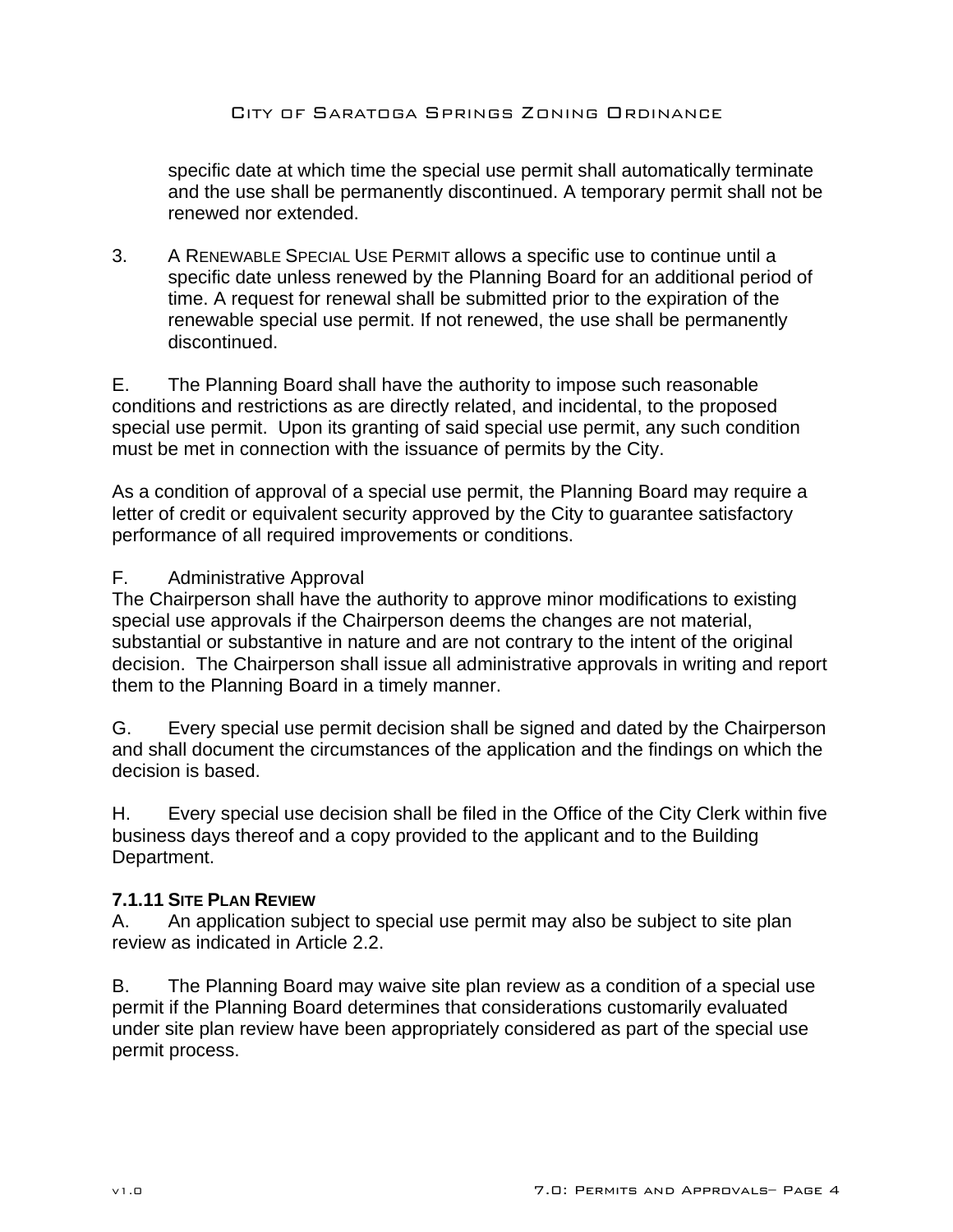specific date at which time the special use permit shall automatically terminate and the use shall be permanently discontinued. A temporary permit shall not be renewed nor extended.

3. A RENEWABLE SPECIAL USE PERMIT allows a specific use to continue until a specific date unless renewed by the Planning Board for an additional period of time. A request for renewal shall be submitted prior to the expiration of the renewable special use permit. If not renewed, the use shall be permanently discontinued.

E. The Planning Board shall have the authority to impose such reasonable conditions and restrictions as are directly related, and incidental, to the proposed special use permit. Upon its granting of said special use permit, any such condition must be met in connection with the issuance of permits by the City.

As a condition of approval of a special use permit, the Planning Board may require a letter of credit or equivalent security approved by the City to guarantee satisfactory performance of all required improvements or conditions.

F. Administrative Approval
The Chairperson shall have the authority to approve minor modifications to existing special use approvals if the Chairperson deems the changes are not material, substantial or substantive in nature and are not contrary to the intent of the original decision. The Chairperson shall issue all administrative approvals in writing and report them to the Planning Board in a timely manner.

G. Every special use permit decision shall be signed and dated by the Chairperson and shall document the circumstances of the application and the findings on which the decision is based.

H. Every special use decision shall be filed in the Office of the City Clerk within five business days thereof and a copy provided to the applicant and to the Building Department.

**7.1.11 SITE PLAN REVIEW**

A. An application subject to special use permit may also be subject to site plan review as indicated in Article 2.2.

B. The Planning Board may waive site plan review as a condition of a special use permit if the Planning Board determines that considerations customarily evaluated under site plan review have been appropriately considered as part of the special use permit process.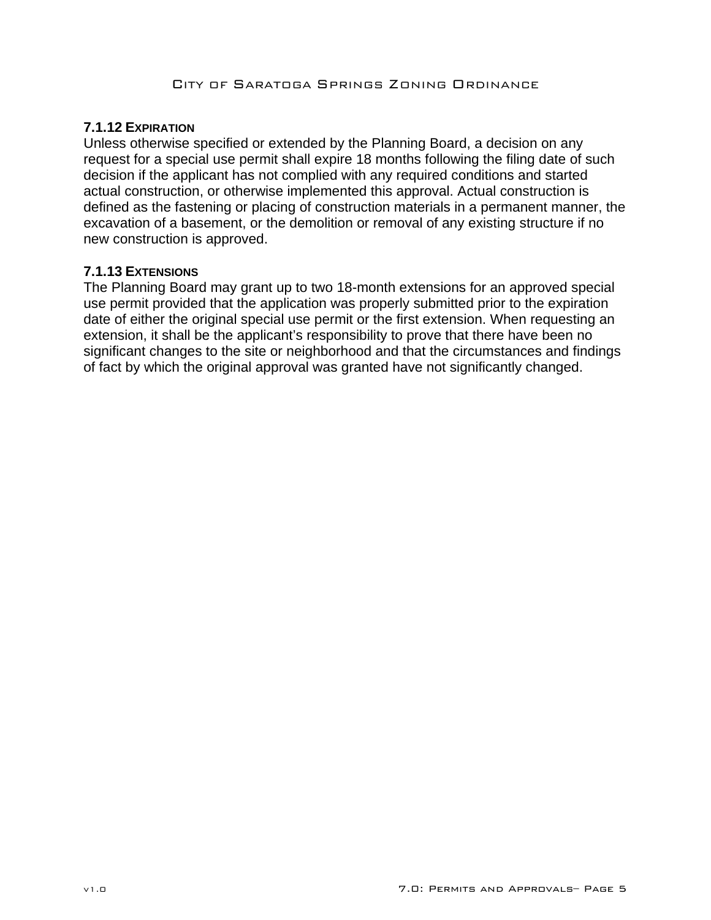### 7.1.12 EXPIRATION

Unless otherwise specified or extended by the Planning Board, a decision on any request for a special use permit shall expire 18 months following the filing date of such decision if the applicant has not complied with any required conditions and started actual construction, or otherwise implemented this approval. Actual construction is defined as the fastening or placing of construction materials in a permanent manner, the excavation of a basement, or the demolition or removal of any existing structure if no new construction is approved.

### 7.1.13 EXTENSIONS

The Planning Board may grant up to two 18-month extensions for an approved special use permit provided that the application was properly submitted prior to the expiration date of either the original special use permit or the first extension. When requesting an extension, it shall be the applicant's responsibility to prove that there have been no significant changes to the site or neighborhood and that the circumstances and findings of fact by which the original approval was granted have not significantly changed.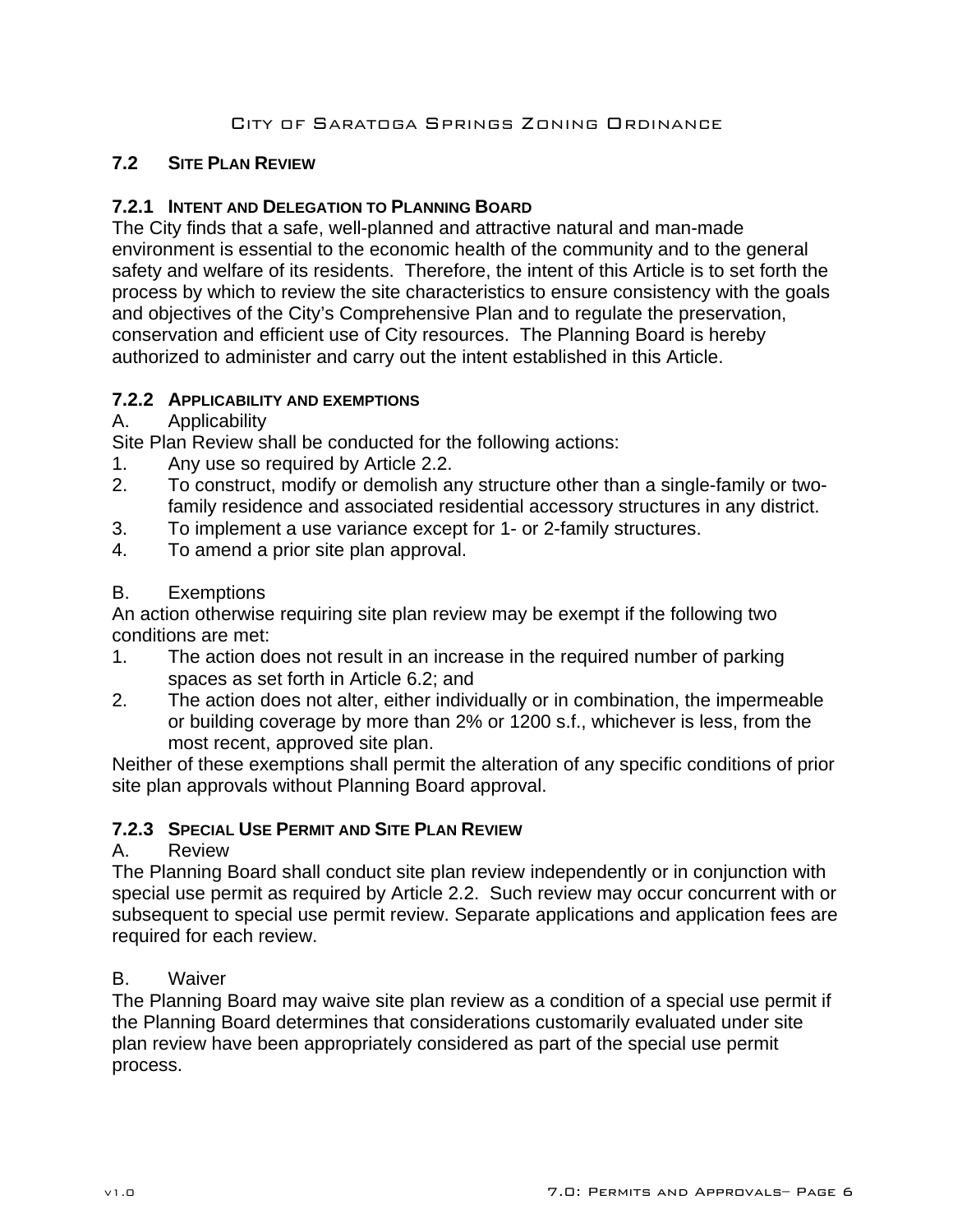## 7.2 SITE PLAN REVIEW

### 7.2.1 INTENT AND DELEGATION TO PLANNING BOARD

The City finds that a safe, well-planned and attractive natural and man-made environment is essential to the economic health of the community and to the general safety and welfare of its residents. Therefore, the intent of this Article is to set forth the process by which to review the site characteristics to ensure consistency with the goals and objectives of the City's Comprehensive Plan and to regulate the preservation, conservation and efficient use of City resources. The Planning Board is hereby authorized to administer and carry out the intent established in this Article.

### 7.2.2 APPLICABILITY AND EXEMPTIONS

A. Applicability

Site Plan Review shall be conducted for the following actions:

1. Any use so required by Article 2.2.
2. To construct, modify or demolish any structure other than a single-family or two-family residence and associated residential accessory structures in any district.
3. To implement a use variance except for 1- or 2-family structures.
4. To amend a prior site plan approval.

B. Exemptions

An action otherwise requiring site plan review may be exempt if the following two conditions are met:

1. The action does not result in an increase in the required number of parking spaces as set forth in Article 6.2; and
2. The action does not alter, either individually or in combination, the impermeable or building coverage by more than 2% or 1200 s.f., whichever is less, from the most recent, approved site plan.

Neither of these exemptions shall permit the alteration of any specific conditions of prior site plan approvals without Planning Board approval.

### 7.2.3 SPECIAL USE PERMIT AND SITE PLAN REVIEW

A. Review

The Planning Board shall conduct site plan review independently or in conjunction with special use permit as required by Article 2.2. Such review may occur concurrent with or subsequent to special use permit review. Separate applications and application fees are required for each review.

B. Waiver

The Planning Board may waive site plan review as a condition of a special use permit if the Planning Board determines that considerations customarily evaluated under site plan review have been appropriately considered as part of the special use permit process.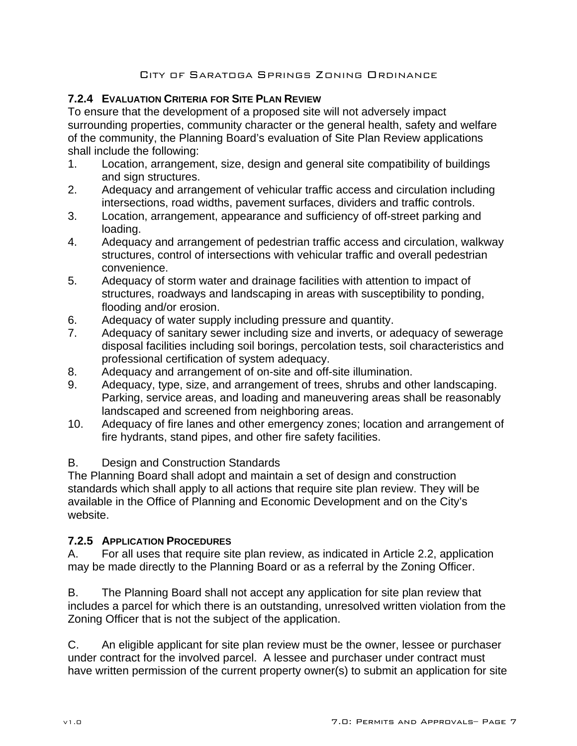### 7.2.4 EVALUATION CRITERIA FOR SITE PLAN REVIEW

To ensure that the development of a proposed site will not adversely impact surrounding properties, community character or the general health, safety and welfare of the community, the Planning Board's evaluation of Site Plan Review applications shall include the following:

1. Location, arrangement, size, design and general site compatibility of buildings and sign structures.
2. Adequacy and arrangement of vehicular traffic access and circulation including intersections, road widths, pavement surfaces, dividers and traffic controls.
3. Location, arrangement, appearance and sufficiency of off-street parking and loading.
4. Adequacy and arrangement of pedestrian traffic access and circulation, walkway structures, control of intersections with vehicular traffic and overall pedestrian convenience.
5. Adequacy of storm water and drainage facilities with attention to impact of structures, roadways and landscaping in areas with susceptibility to ponding, flooding and/or erosion.
6. Adequacy of water supply including pressure and quantity.
7. Adequacy of sanitary sewer including size and inverts, or adequacy of sewerage disposal facilities including soil borings, percolation tests, soil characteristics and professional certification of system adequacy.
8. Adequacy and arrangement of on-site and off-site illumination.
9. Adequacy, type, size, and arrangement of trees, shrubs and other landscaping. Parking, service areas, and loading and maneuvering areas shall be reasonably landscaped and screened from neighboring areas.
10. Adequacy of fire lanes and other emergency zones; location and arrangement of fire hydrants, stand pipes, and other fire safety facilities.

B. Design and Construction Standards

The Planning Board shall adopt and maintain a set of design and construction standards which shall apply to all actions that require site plan review. They will be available in the Office of Planning and Economic Development and on the City's website.

### 7.2.5 APPLICATION PROCEDURES

A. For all uses that require site plan review, as indicated in Article 2.2, application may be made directly to the Planning Board or as a referral by the Zoning Officer.

B. The Planning Board shall not accept any application for site plan review that includes a parcel for which there is an outstanding, unresolved written violation from the Zoning Officer that is not the subject of the application.

C. An eligible applicant for site plan review must be the owner, lessee or purchaser under contract for the involved parcel. A lessee and purchaser under contract must have written permission of the current property owner(s) to submit an application for site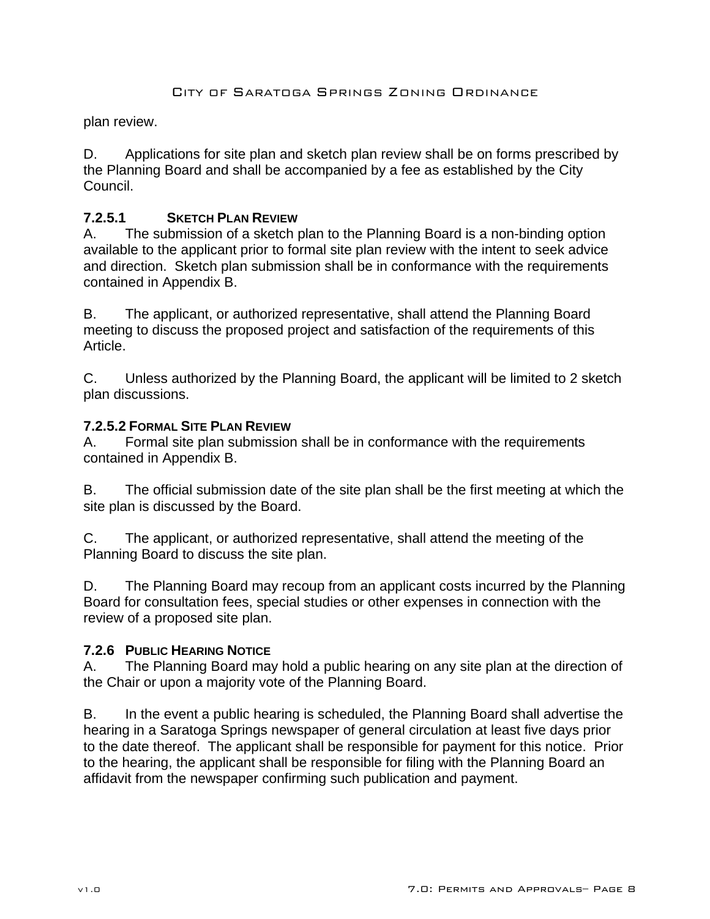plan review.

D. Applications for site plan and sketch plan review shall be on forms prescribed by the Planning Board and shall be accompanied by a fee as established by the City Council.

#### 7.2.5.1 Sketch Plan Review

A. The submission of a sketch plan to the Planning Board is a non-binding option available to the applicant prior to formal site plan review with the intent to seek advice and direction. Sketch plan submission shall be in conformance with the requirements contained in Appendix B.

B. The applicant, or authorized representative, shall attend the Planning Board meeting to discuss the proposed project and satisfaction of the requirements of this Article.

C. Unless authorized by the Planning Board, the applicant will be limited to 2 sketch plan discussions.

#### 7.2.5.2 Formal Site Plan Review

A. Formal site plan submission shall be in conformance with the requirements contained in Appendix B.

B. The official submission date of the site plan shall be the first meeting at which the site plan is discussed by the Board.

C. The applicant, or authorized representative, shall attend the meeting of the Planning Board to discuss the site plan.

D. The Planning Board may recoup from an applicant costs incurred by the Planning Board for consultation fees, special studies or other expenses in connection with the review of a proposed site plan.

### 7.2.6 Public Hearing Notice

A. The Planning Board may hold a public hearing on any site plan at the direction of the Chair or upon a majority vote of the Planning Board.

B. In the event a public hearing is scheduled, the Planning Board shall advertise the hearing in a Saratoga Springs newspaper of general circulation at least five days prior to the date thereof. The applicant shall be responsible for payment for this notice. Prior to the hearing, the applicant shall be responsible for filing with the Planning Board an affidavit from the newspaper confirming such publication and payment.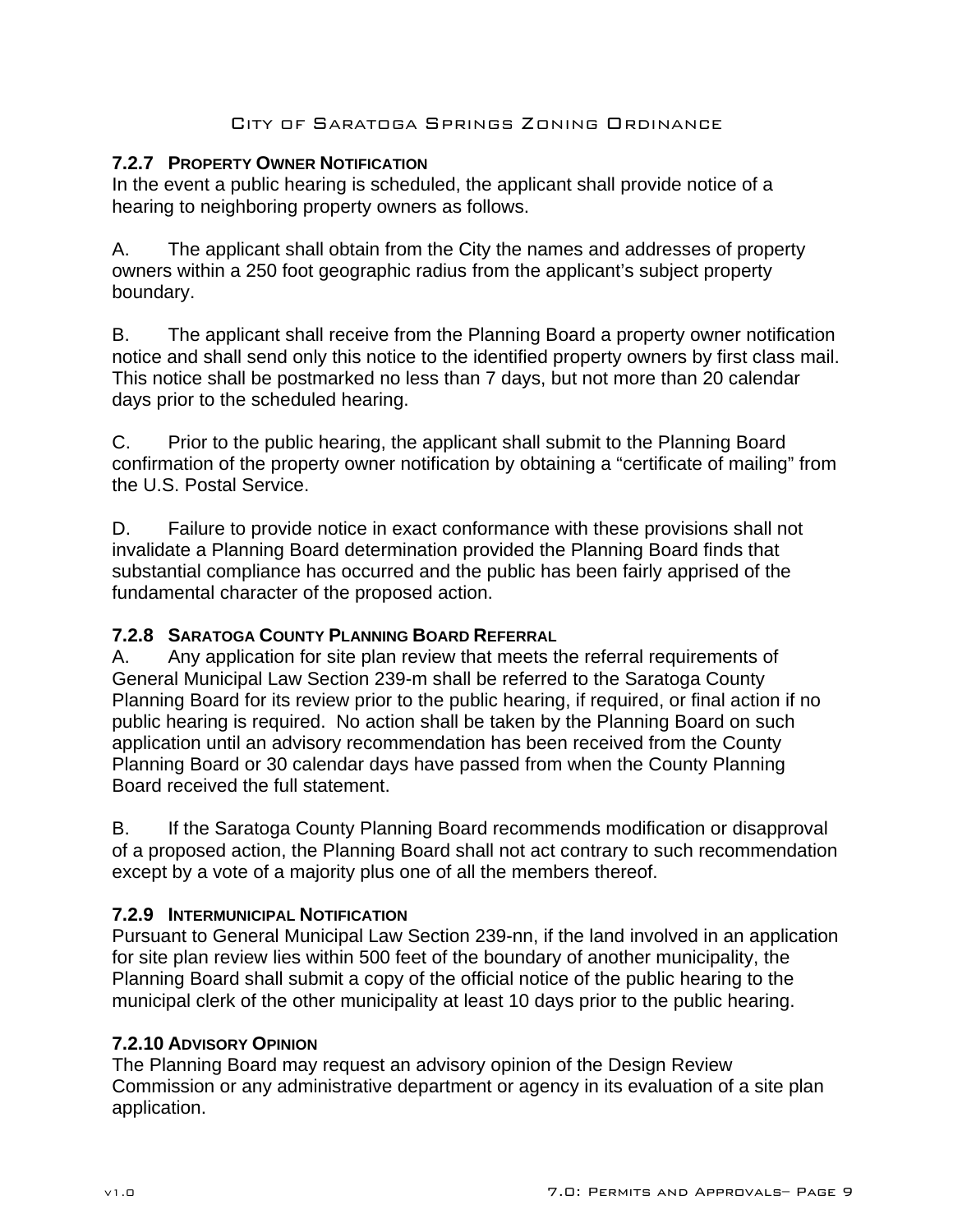### 7.2.7 PROPERTY OWNER NOTIFICATION

In the event a public hearing is scheduled, the applicant shall provide notice of a hearing to neighboring property owners as follows.

A. The applicant shall obtain from the City the names and addresses of property owners within a 250 foot geographic radius from the applicant's subject property boundary.

B. The applicant shall receive from the Planning Board a property owner notification notice and shall send only this notice to the identified property owners by first class mail. This notice shall be postmarked no less than 7 days, but not more than 20 calendar days prior to the scheduled hearing.

C. Prior to the public hearing, the applicant shall submit to the Planning Board confirmation of the property owner notification by obtaining a "certificate of mailing" from the U.S. Postal Service.

D. Failure to provide notice in exact conformance with these provisions shall not invalidate a Planning Board determination provided the Planning Board finds that substantial compliance has occurred and the public has been fairly apprised of the fundamental character of the proposed action.

### 7.2.8 SARATOGA COUNTY PLANNING BOARD REFERRAL

A. Any application for site plan review that meets the referral requirements of General Municipal Law Section 239-m shall be referred to the Saratoga County Planning Board for its review prior to the public hearing, if required, or final action if no public hearing is required. No action shall be taken by the Planning Board on such application until an advisory recommendation has been received from the County Planning Board or 30 calendar days have passed from when the County Planning Board received the full statement.

B. If the Saratoga County Planning Board recommends modification or disapproval of a proposed action, the Planning Board shall not act contrary to such recommendation except by a vote of a majority plus one of all the members thereof.

### 7.2.9 INTERMUNICIPAL NOTIFICATION

Pursuant to General Municipal Law Section 239-nn, if the land involved in an application for site plan review lies within 500 feet of the boundary of another municipality, the Planning Board shall submit a copy of the official notice of the public hearing to the municipal clerk of the other municipality at least 10 days prior to the public hearing.

### 7.2.10 ADVISORY OPINION

The Planning Board may request an advisory opinion of the Design Review Commission or any administrative department or agency in its evaluation of a site plan application.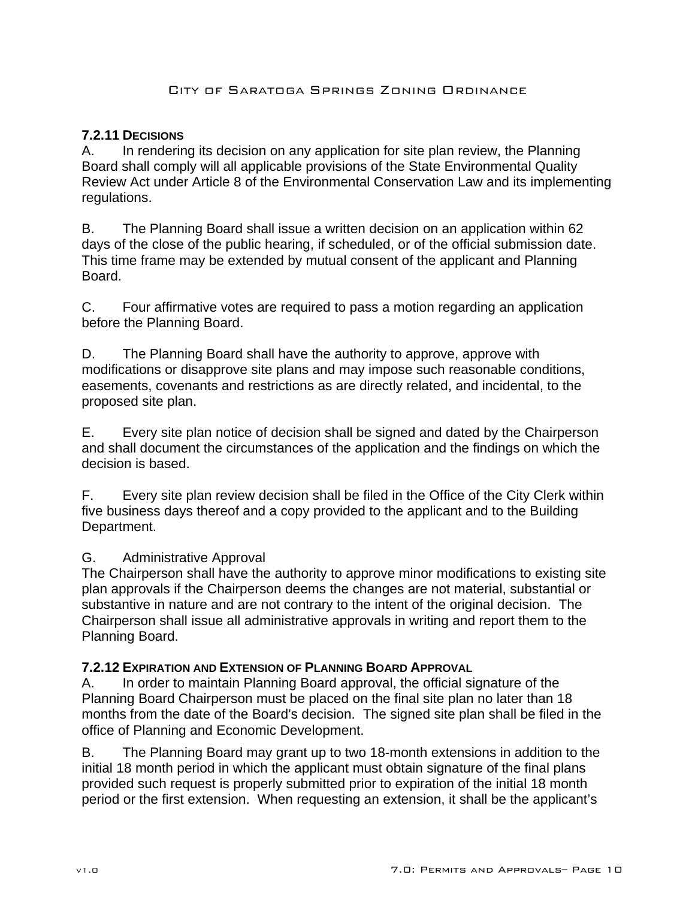### 7.2.11 Decisions

A. In rendering its decision on any application for site plan review, the Planning Board shall comply will all applicable provisions of the State Environmental Quality Review Act under Article 8 of the Environmental Conservation Law and its implementing regulations.

B. The Planning Board shall issue a written decision on an application within 62 days of the close of the public hearing, if scheduled, or of the official submission date. This time frame may be extended by mutual consent of the applicant and Planning Board.

C. Four affirmative votes are required to pass a motion regarding an application before the Planning Board.

D. The Planning Board shall have the authority to approve, approve with modifications or disapprove site plans and may impose such reasonable conditions, easements, covenants and restrictions as are directly related, and incidental, to the proposed site plan.

E. Every site plan notice of decision shall be signed and dated by the Chairperson and shall document the circumstances of the application and the findings on which the decision is based.

F. Every site plan review decision shall be filed in the Office of the City Clerk within five business days thereof and a copy provided to the applicant and to the Building Department.

G. Administrative Approval

The Chairperson shall have the authority to approve minor modifications to existing site plan approvals if the Chairperson deems the changes are not material, substantial or substantive in nature and are not contrary to the intent of the original decision. The Chairperson shall issue all administrative approvals in writing and report them to the Planning Board.

### 7.2.12 Expiration and Extension of Planning Board Approval

A. In order to maintain Planning Board approval, the official signature of the Planning Board Chairperson must be placed on the final site plan no later than 18 months from the date of the Board's decision. The signed site plan shall be filed in the office of Planning and Economic Development.

B. The Planning Board may grant up to two 18-month extensions in addition to the initial 18 month period in which the applicant must obtain signature of the final plans provided such request is properly submitted prior to expiration of the initial 18 month period or the first extension. When requesting an extension, it shall be the applicant's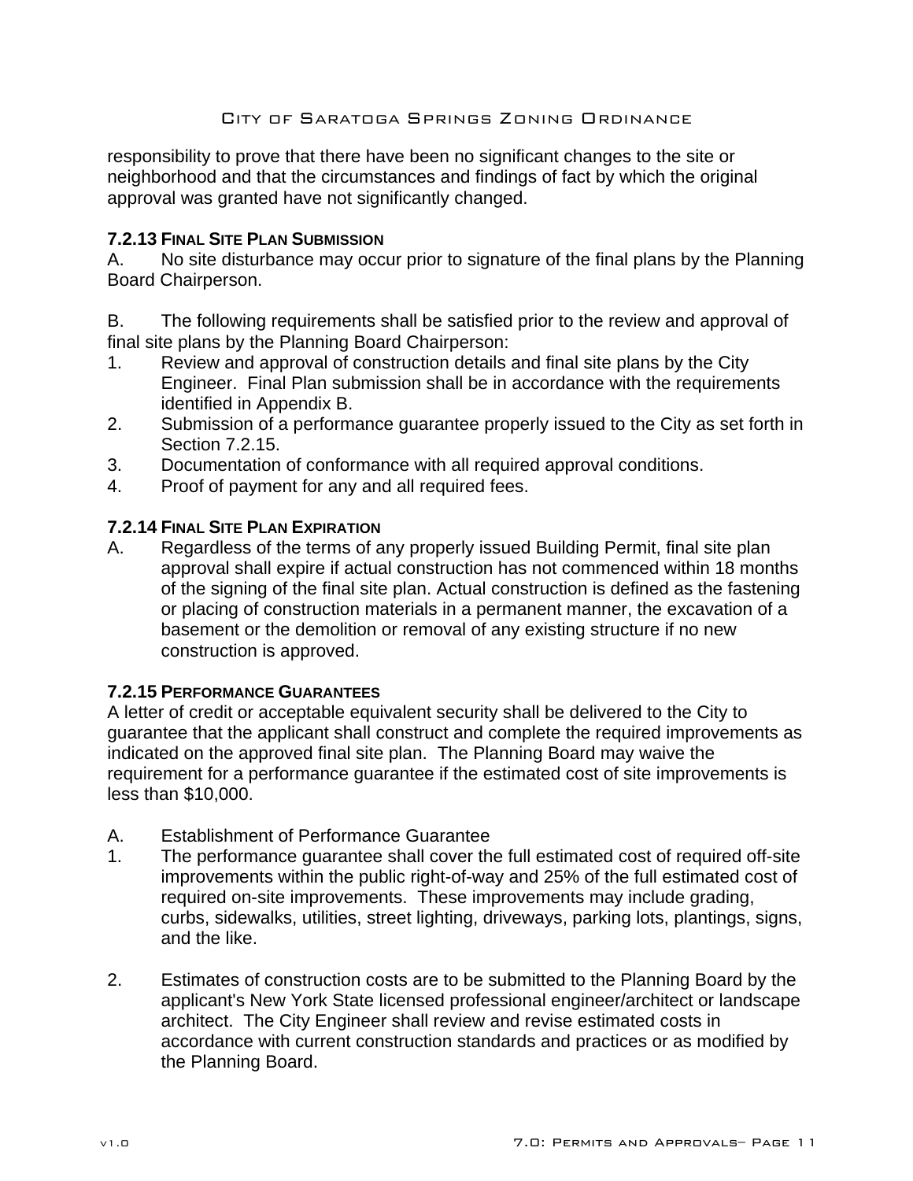responsibility to prove that there have been no significant changes to the site or neighborhood and that the circumstances and findings of fact by which the original approval was granted have not significantly changed.

### 7.2.13 Final Site Plan Submission

A. No site disturbance may occur prior to signature of the final plans by the Planning Board Chairperson.

B. The following requirements shall be satisfied prior to the review and approval of final site plans by the Planning Board Chairperson:

1. Review and approval of construction details and final site plans by the City Engineer. Final Plan submission shall be in accordance with the requirements identified in Appendix B.
2. Submission of a performance guarantee properly issued to the City as set forth in Section 7.2.15.
3. Documentation of conformance with all required approval conditions.
4. Proof of payment for any and all required fees.

### 7.2.14 Final Site Plan Expiration

A. Regardless of the terms of any properly issued Building Permit, final site plan approval shall expire if actual construction has not commenced within 18 months of the signing of the final site plan. Actual construction is defined as the fastening or placing of construction materials in a permanent manner, the excavation of a basement or the demolition or removal of any existing structure if no new construction is approved.

### 7.2.15 Performance Guarantees

A letter of credit or acceptable equivalent security shall be delivered to the City to guarantee that the applicant shall construct and complete the required improvements as indicated on the approved final site plan. The Planning Board may waive the requirement for a performance guarantee if the estimated cost of site improvements is less than $10,000.

A. Establishment of Performance Guarantee

1. The performance guarantee shall cover the full estimated cost of required off-site improvements within the public right-of-way and 25% of the full estimated cost of required on-site improvements. These improvements may include grading, curbs, sidewalks, utilities, street lighting, driveways, parking lots, plantings, signs, and the like.

2. Estimates of construction costs are to be submitted to the Planning Board by the applicant's New York State licensed professional engineer/architect or landscape architect. The City Engineer shall review and revise estimated costs in accordance with current construction standards and practices or as modified by the Planning Board.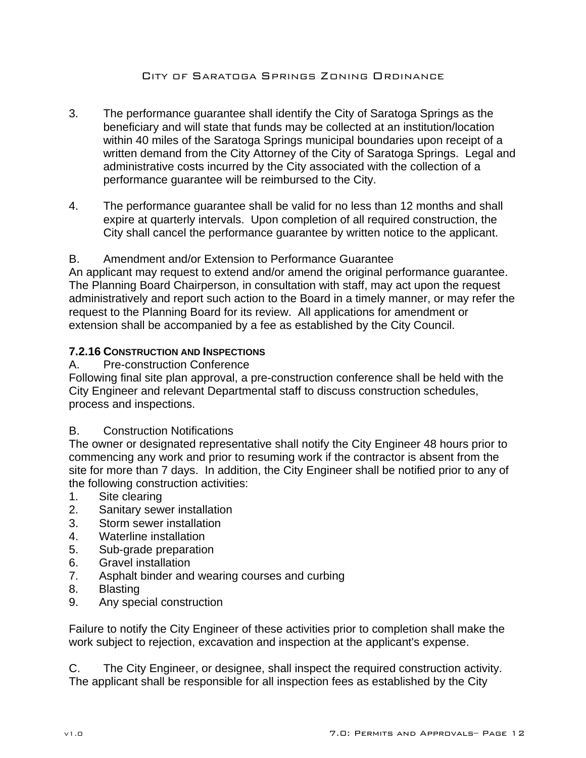3. The performance guarantee shall identify the City of Saratoga Springs as the beneficiary and will state that funds may be collected at an institution/location within 40 miles of the Saratoga Springs municipal boundaries upon receipt of a written demand from the City Attorney of the City of Saratoga Springs. Legal and administrative costs incurred by the City associated with the collection of a performance guarantee will be reimbursed to the City.

4. The performance guarantee shall be valid for no less than 12 months and shall expire at quarterly intervals. Upon completion of all required construction, the City shall cancel the performance guarantee by written notice to the applicant.

B. Amendment and/or Extension to Performance Guarantee

An applicant may request to extend and/or amend the original performance guarantee. The Planning Board Chairperson, in consultation with staff, may act upon the request administratively and report such action to the Board in a timely manner, or may refer the request to the Planning Board for its review. All applications for amendment or extension shall be accompanied by a fee as established by the City Council.

### 7.2.16 Construction and Inspections

A. Pre-construction Conference

Following final site plan approval, a pre-construction conference shall be held with the City Engineer and relevant Departmental staff to discuss construction schedules, process and inspections.

B. Construction Notifications

The owner or designated representative shall notify the City Engineer 48 hours prior to commencing any work and prior to resuming work if the contractor is absent from the site for more than 7 days. In addition, the City Engineer shall be notified prior to any of the following construction activities:

1. Site clearing
2. Sanitary sewer installation
3. Storm sewer installation
4. Waterline installation
5. Sub-grade preparation
6. Gravel installation
7. Asphalt binder and wearing courses and curbing
8. Blasting
9. Any special construction

Failure to notify the City Engineer of these activities prior to completion shall make the work subject to rejection, excavation and inspection at the applicant's expense.

C. The City Engineer, or designee, shall inspect the required construction activity. The applicant shall be responsible for all inspection fees as established by the City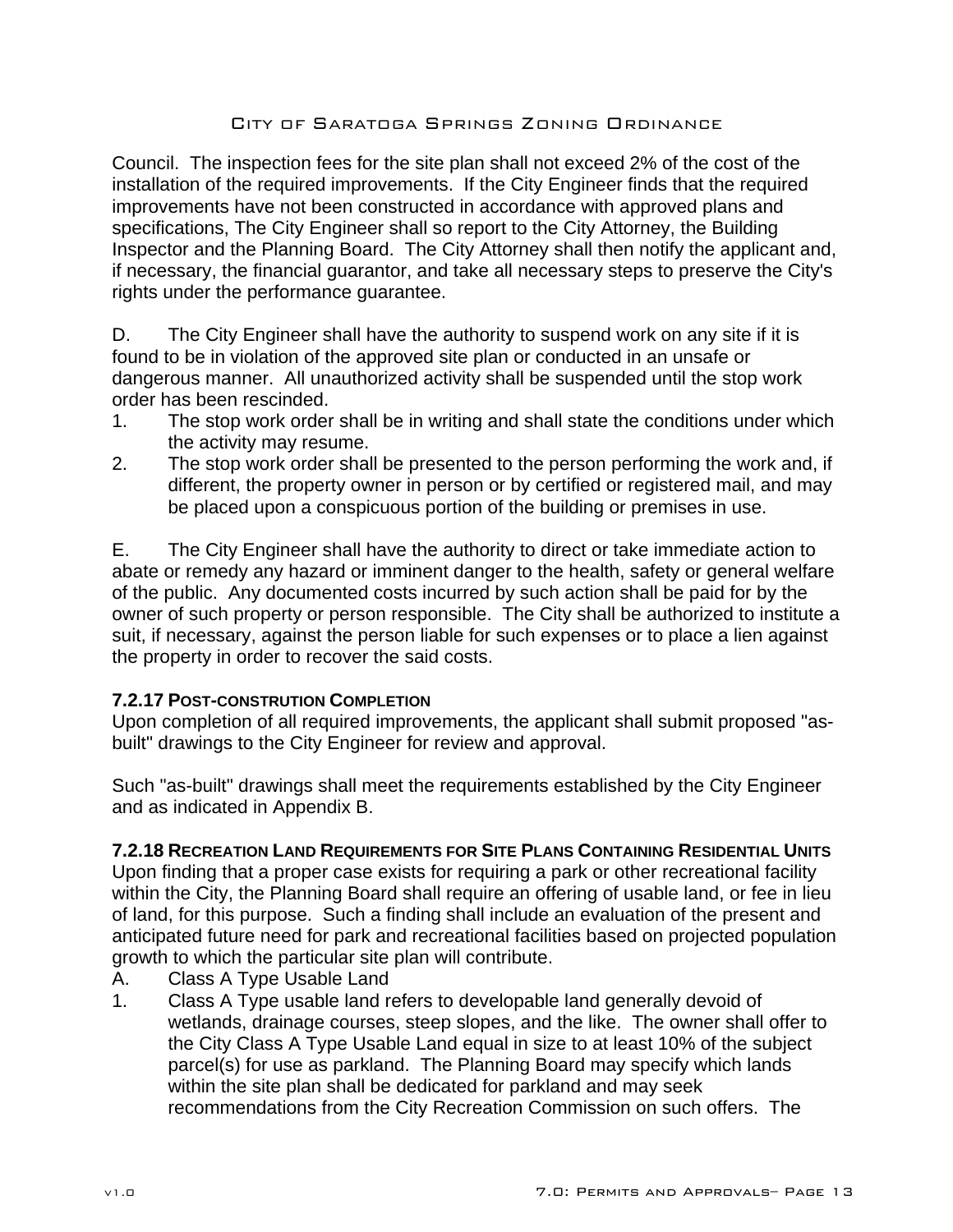Council. The inspection fees for the site plan shall not exceed 2% of the cost of the installation of the required improvements. If the City Engineer finds that the required improvements have not been constructed in accordance with approved plans and specifications, The City Engineer shall so report to the City Attorney, the Building Inspector and the Planning Board. The City Attorney shall then notify the applicant and, if necessary, the financial guarantor, and take all necessary steps to preserve the City's rights under the performance guarantee.

D. The City Engineer shall have the authority to suspend work on any site if it is found to be in violation of the approved site plan or conducted in an unsafe or dangerous manner. All unauthorized activity shall be suspended until the stop work order has been rescinded.

1. The stop work order shall be in writing and shall state the conditions under which the activity may resume.
2. The stop work order shall be presented to the person performing the work and, if different, the property owner in person or by certified or registered mail, and may be placed upon a conspicuous portion of the building or premises in use.

E. The City Engineer shall have the authority to direct or take immediate action to abate or remedy any hazard or imminent danger to the health, safety or general welfare of the public. Any documented costs incurred by such action shall be paid for by the owner of such property or person responsible. The City shall be authorized to institute a suit, if necessary, against the person liable for such expenses or to place a lien against the property in order to recover the said costs.

### 7.2.17 Post-constrution Completion

Upon completion of all required improvements, the applicant shall submit proposed "as-built" drawings to the City Engineer for review and approval.

Such "as-built" drawings shall meet the requirements established by the City Engineer and as indicated in Appendix B.

### 7.2.18 Recreation Land Requirements for Site Plans Containing Residential Units

Upon finding that a proper case exists for requiring a park or other recreational facility within the City, the Planning Board shall require an offering of usable land, or fee in lieu of land, for this purpose. Such a finding shall include an evaluation of the present and anticipated future need for park and recreational facilities based on projected population growth to which the particular site plan will contribute.

A. Class A Type Usable Land

1. Class A Type usable land refers to developable land generally devoid of wetlands, drainage courses, steep slopes, and the like. The owner shall offer to the City Class A Type Usable Land equal in size to at least 10% of the subject parcel(s) for use as parkland. The Planning Board may specify which lands within the site plan shall be dedicated for parkland and may seek recommendations from the City Recreation Commission on such offers. The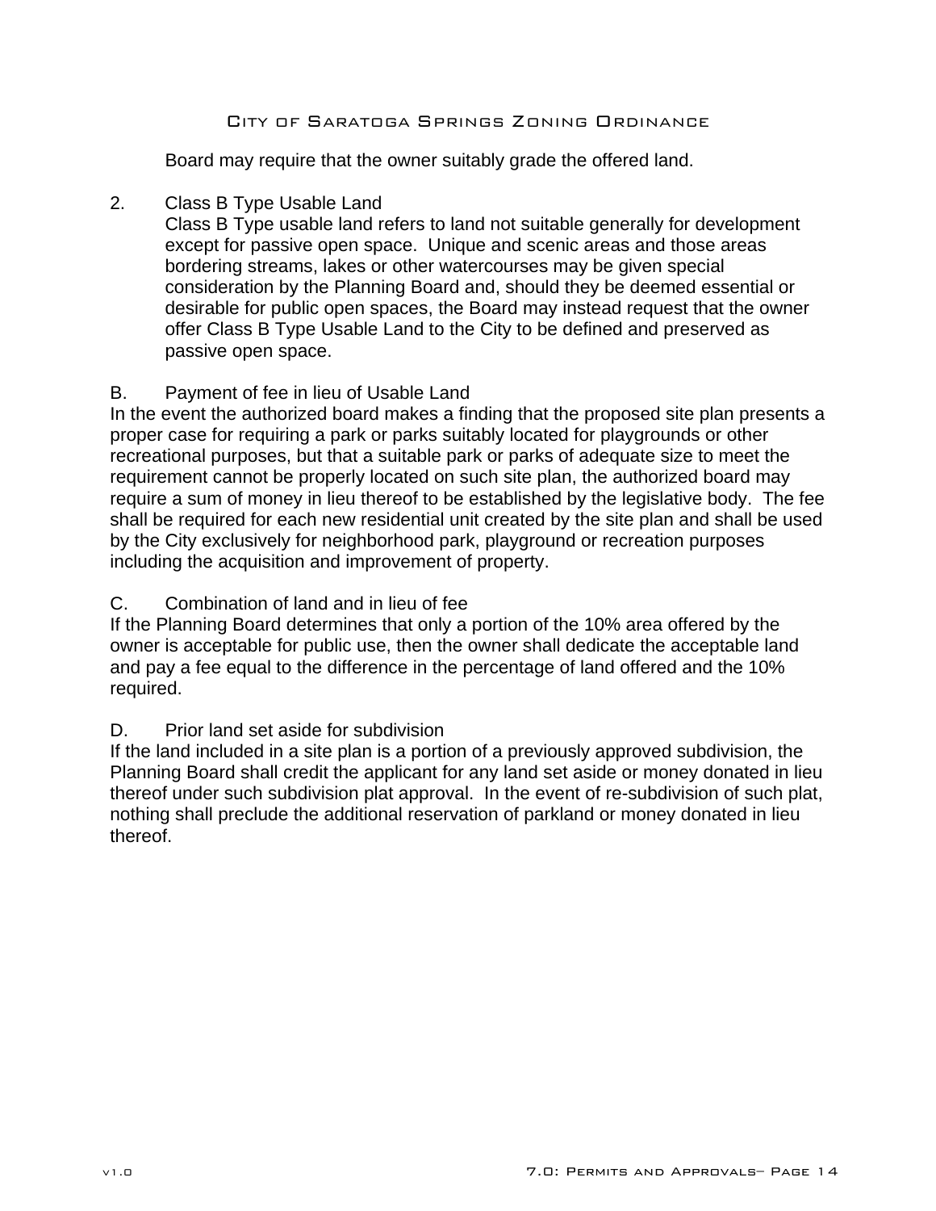Board may require that the owner suitably grade the offered land.

2. Class B Type Usable Land
   Class B Type usable land refers to land not suitable generally for development except for passive open space. Unique and scenic areas and those areas bordering streams, lakes or other watercourses may be given special consideration by the Planning Board and, should they be deemed essential or desirable for public open spaces, the Board may instead request that the owner offer Class B Type Usable Land to the City to be defined and preserved as passive open space.

B. Payment of fee in lieu of Usable Land

In the event the authorized board makes a finding that the proposed site plan presents a proper case for requiring a park or parks suitably located for playgrounds or other recreational purposes, but that a suitable park or parks of adequate size to meet the requirement cannot be properly located on such site plan, the authorized board may require a sum of money in lieu thereof to be established by the legislative body. The fee shall be required for each new residential unit created by the site plan and shall be used by the City exclusively for neighborhood park, playground or recreation purposes including the acquisition and improvement of property.

C. Combination of land and in lieu of fee

If the Planning Board determines that only a portion of the 10% area offered by the owner is acceptable for public use, then the owner shall dedicate the acceptable land and pay a fee equal to the difference in the percentage of land offered and the 10% required.

D. Prior land set aside for subdivision

If the land included in a site plan is a portion of a previously approved subdivision, the Planning Board shall credit the applicant for any land set aside or money donated in lieu thereof under such subdivision plat approval. In the event of re-subdivision of such plat, nothing shall preclude the additional reservation of parkland or money donated in lieu thereof.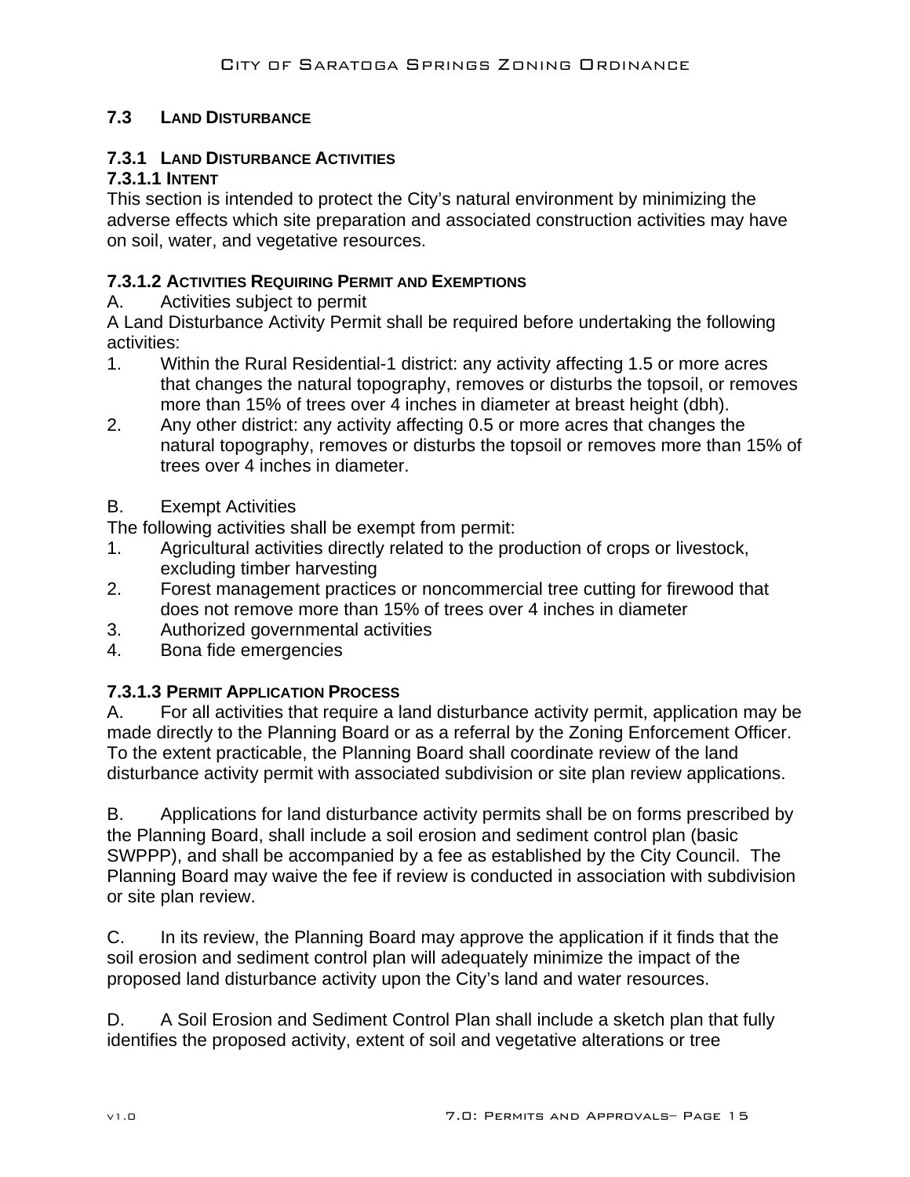## 7.3 LAND DISTURBANCE

### 7.3.1 LAND DISTURBANCE ACTIVITIES

#### 7.3.1.1 INTENT

This section is intended to protect the City's natural environment by minimizing the adverse effects which site preparation and associated construction activities may have on soil, water, and vegetative resources.

#### 7.3.1.2 ACTIVITIES REQUIRING PERMIT AND EXEMPTIONS

A. Activities subject to permit

A Land Disturbance Activity Permit shall be required before undertaking the following activities:

1. Within the Rural Residential-1 district: any activity affecting 1.5 or more acres that changes the natural topography, removes or disturbs the topsoil, or removes more than 15% of trees over 4 inches in diameter at breast height (dbh).
2. Any other district: any activity affecting 0.5 or more acres that changes the natural topography, removes or disturbs the topsoil or removes more than 15% of trees over 4 inches in diameter.

B. Exempt Activities

The following activities shall be exempt from permit:

1. Agricultural activities directly related to the production of crops or livestock, excluding timber harvesting
2. Forest management practices or noncommercial tree cutting for firewood that does not remove more than 15% of trees over 4 inches in diameter
3. Authorized governmental activities
4. Bona fide emergencies

#### 7.3.1.3 PERMIT APPLICATION PROCESS

A. For all activities that require a land disturbance activity permit, application may be made directly to the Planning Board or as a referral by the Zoning Enforcement Officer. To the extent practicable, the Planning Board shall coordinate review of the land disturbance activity permit with associated subdivision or site plan review applications.

B. Applications for land disturbance activity permits shall be on forms prescribed by the Planning Board, shall include a soil erosion and sediment control plan (basic SWPPP), and shall be accompanied by a fee as established by the City Council. The Planning Board may waive the fee if review is conducted in association with subdivision or site plan review.

C. In its review, the Planning Board may approve the application if it finds that the soil erosion and sediment control plan will adequately minimize the impact of the proposed land disturbance activity upon the City's land and water resources.

D. A Soil Erosion and Sediment Control Plan shall include a sketch plan that fully identifies the proposed activity, extent of soil and vegetative alterations or tree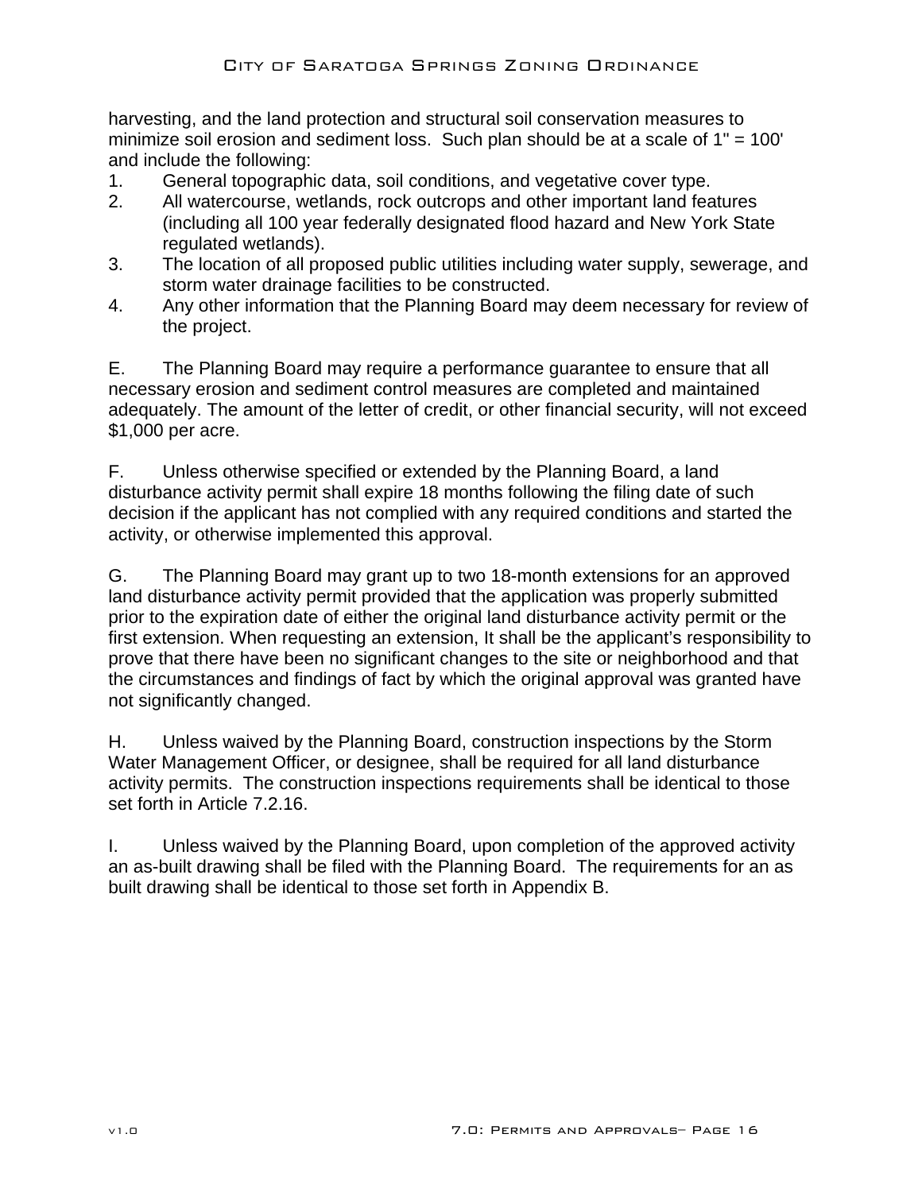harvesting, and the land protection and structural soil conservation measures to minimize soil erosion and sediment loss. Such plan should be at a scale of 1" = 100' and include the following:

1. General topographic data, soil conditions, and vegetative cover type.
2. All watercourse, wetlands, rock outcrops and other important land features (including all 100 year federally designated flood hazard and New York State regulated wetlands).
3. The location of all proposed public utilities including water supply, sewerage, and storm water drainage facilities to be constructed.
4. Any other information that the Planning Board may deem necessary for review of the project.

E. The Planning Board may require a performance guarantee to ensure that all necessary erosion and sediment control measures are completed and maintained adequately. The amount of the letter of credit, or other financial security, will not exceed $1,000 per acre.

F. Unless otherwise specified or extended by the Planning Board, a land disturbance activity permit shall expire 18 months following the filing date of such decision if the applicant has not complied with any required conditions and started the activity, or otherwise implemented this approval.

G. The Planning Board may grant up to two 18-month extensions for an approved land disturbance activity permit provided that the application was properly submitted prior to the expiration date of either the original land disturbance activity permit or the first extension. When requesting an extension, It shall be the applicant's responsibility to prove that there have been no significant changes to the site or neighborhood and that the circumstances and findings of fact by which the original approval was granted have not significantly changed.

H. Unless waived by the Planning Board, construction inspections by the Storm Water Management Officer, or designee, shall be required for all land disturbance activity permits. The construction inspections requirements shall be identical to those set forth in Article 7.2.16.

I. Unless waived by the Planning Board, upon completion of the approved activity an as-built drawing shall be filed with the Planning Board. The requirements for an as built drawing shall be identical to those set forth in Appendix B.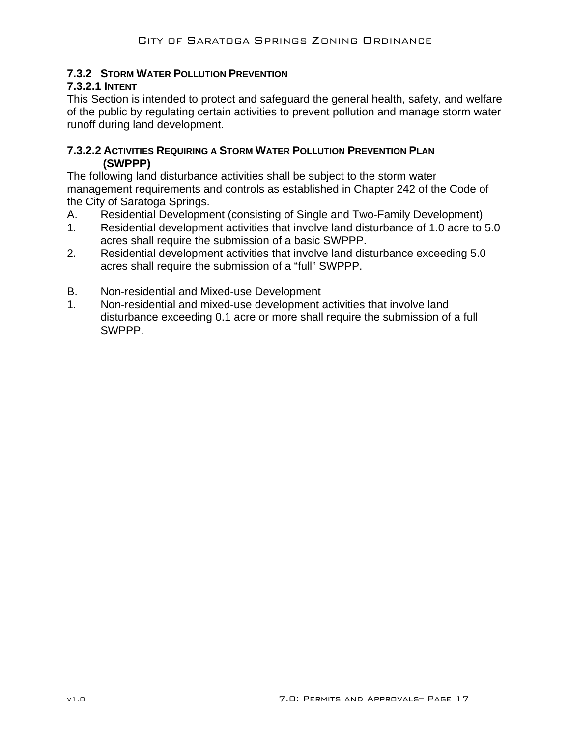### 7.3.2 STORM WATER POLLUTION PREVENTION

#### 7.3.2.1 INTENT

This Section is intended to protect and safeguard the general health, safety, and welfare of the public by regulating certain activities to prevent pollution and manage storm water runoff during land development.

#### 7.3.2.2 ACTIVITIES REQUIRING A STORM WATER POLLUTION PREVENTION PLAN (SWPPP)

The following land disturbance activities shall be subject to the storm water management requirements and controls as established in Chapter 242 of the Code of the City of Saratoga Springs.

A. Residential Development (consisting of Single and Two-Family Development)

1. Residential development activities that involve land disturbance of 1.0 acre to 5.0 acres shall require the submission of a basic SWPPP.
2. Residential development activities that involve land disturbance exceeding 5.0 acres shall require the submission of a “full” SWPPP.

B. Non-residential and Mixed-use Development

1. Non-residential and mixed-use development activities that involve land disturbance exceeding 0.1 acre or more shall require the submission of a full SWPPP.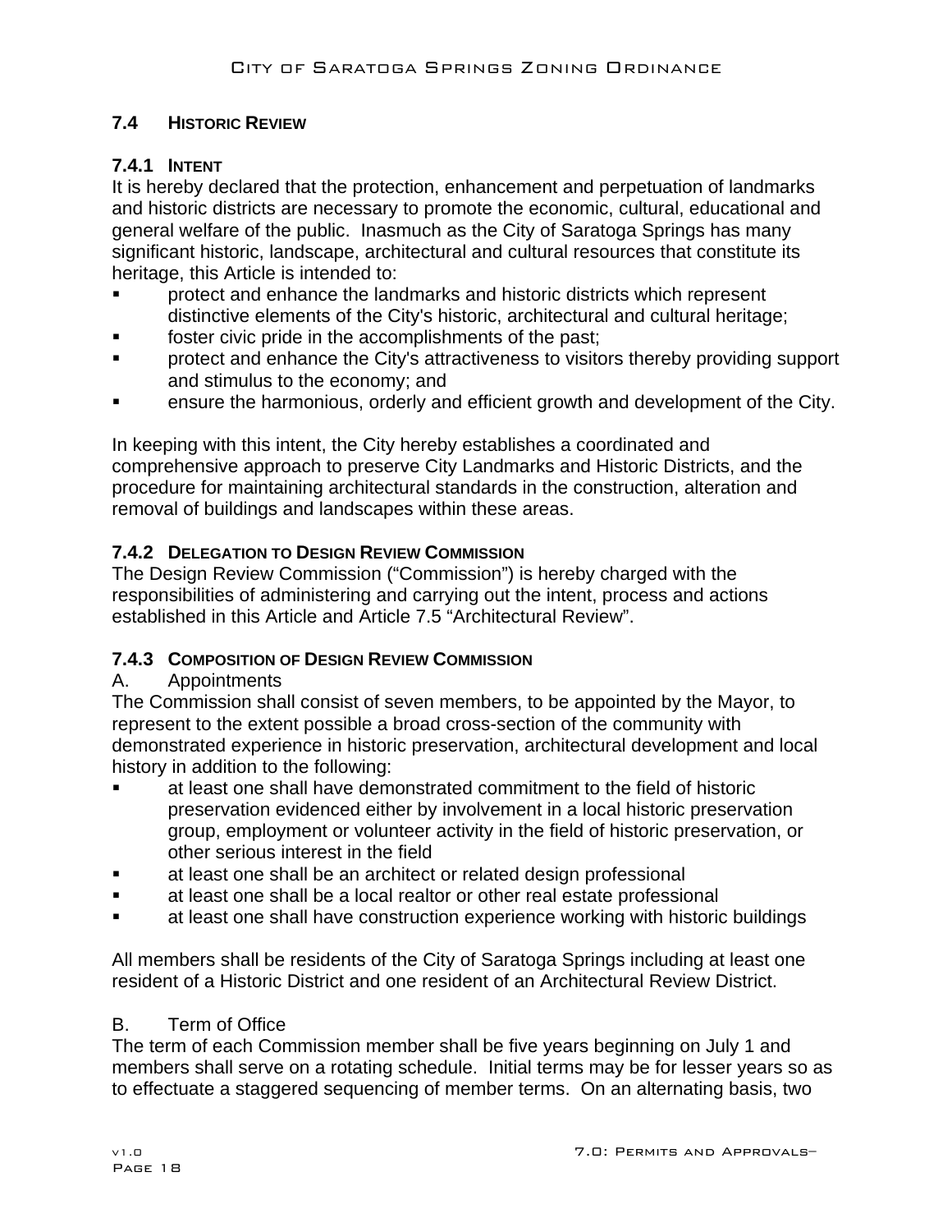## 7.4 HISTORIC REVIEW

### 7.4.1 INTENT

It is hereby declared that the protection, enhancement and perpetuation of landmarks and historic districts are necessary to promote the economic, cultural, educational and general welfare of the public. Inasmuch as the City of Saratoga Springs has many significant historic, landscape, architectural and cultural resources that constitute its heritage, this Article is intended to:

- protect and enhance the landmarks and historic districts which represent distinctive elements of the City's historic, architectural and cultural heritage;
- foster civic pride in the accomplishments of the past;
- protect and enhance the City's attractiveness to visitors thereby providing support and stimulus to the economy; and
- ensure the harmonious, orderly and efficient growth and development of the City.

In keeping with this intent, the City hereby establishes a coordinated and comprehensive approach to preserve City Landmarks and Historic Districts, and the procedure for maintaining architectural standards in the construction, alteration and removal of buildings and landscapes within these areas.

### 7.4.2 DELEGATION TO DESIGN REVIEW COMMISSION

The Design Review Commission ("Commission") is hereby charged with the responsibilities of administering and carrying out the intent, process and actions established in this Article and Article 7.5 "Architectural Review".

### 7.4.3 COMPOSITION OF DESIGN REVIEW COMMISSION

A. Appointments

The Commission shall consist of seven members, to be appointed by the Mayor, to represent to the extent possible a broad cross-section of the community with demonstrated experience in historic preservation, architectural development and local history in addition to the following:

- at least one shall have demonstrated commitment to the field of historic preservation evidenced either by involvement in a local historic preservation group, employment or volunteer activity in the field of historic preservation, or other serious interest in the field
- at least one shall be an architect or related design professional
- at least one shall be a local realtor or other real estate professional
- at least one shall have construction experience working with historic buildings

All members shall be residents of the City of Saratoga Springs including at least one resident of a Historic District and one resident of an Architectural Review District.

B. Term of Office

The term of each Commission member shall be five years beginning on July 1 and members shall serve on a rotating schedule. Initial terms may be for lesser years so as to effectuate a staggered sequencing of member terms. On an alternating basis, two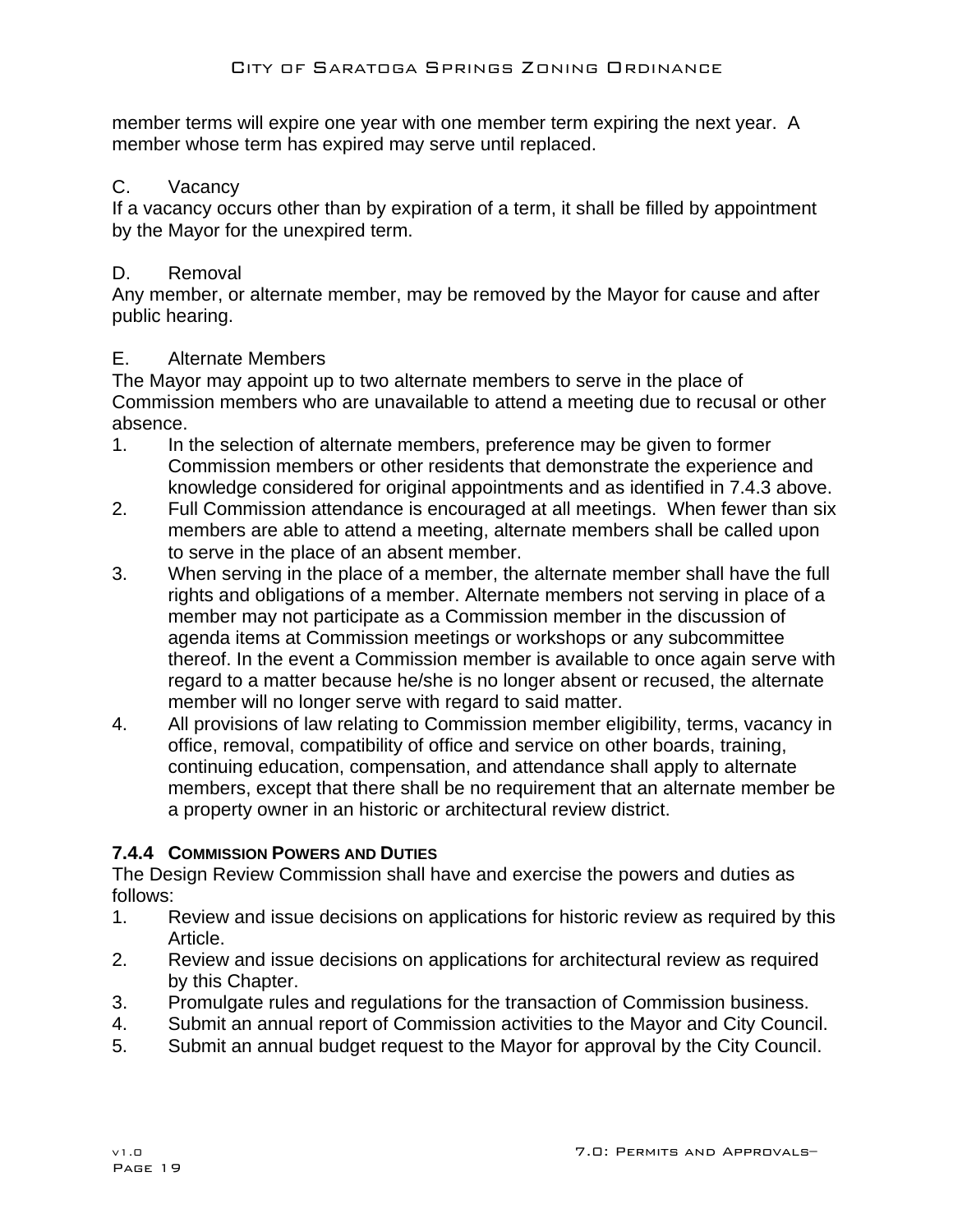member terms will expire one year with one member term expiring the next year. A member whose term has expired may serve until replaced.

C. Vacancy

If a vacancy occurs other than by expiration of a term, it shall be filled by appointment by the Mayor for the unexpired term.

D. Removal

Any member, or alternate member, may be removed by the Mayor for cause and after public hearing.

E. Alternate Members

The Mayor may appoint up to two alternate members to serve in the place of Commission members who are unavailable to attend a meeting due to recusal or other absence.

1. In the selection of alternate members, preference may be given to former Commission members or other residents that demonstrate the experience and knowledge considered for original appointments and as identified in 7.4.3 above.
2. Full Commission attendance is encouraged at all meetings. When fewer than six members are able to attend a meeting, alternate members shall be called upon to serve in the place of an absent member.
3. When serving in the place of a member, the alternate member shall have the full rights and obligations of a member. Alternate members not serving in place of a member may not participate as a Commission member in the discussion of agenda items at Commission meetings or workshops or any subcommittee thereof. In the event a Commission member is available to once again serve with regard to a matter because he/she is no longer absent or recused, the alternate member will no longer serve with regard to said matter.
4. All provisions of law relating to Commission member eligibility, terms, vacancy in office, removal, compatibility of office and service on other boards, training, continuing education, compensation, and attendance shall apply to alternate members, except that there shall be no requirement that an alternate member be a property owner in an historic or architectural review district.

### 7.4.4 Commission Powers and Duties

The Design Review Commission shall have and exercise the powers and duties as follows:

1. Review and issue decisions on applications for historic review as required by this Article.
2. Review and issue decisions on applications for architectural review as required by this Chapter.
3. Promulgate rules and regulations for the transaction of Commission business.
4. Submit an annual report of Commission activities to the Mayor and City Council.
5. Submit an annual budget request to the Mayor for approval by the City Council.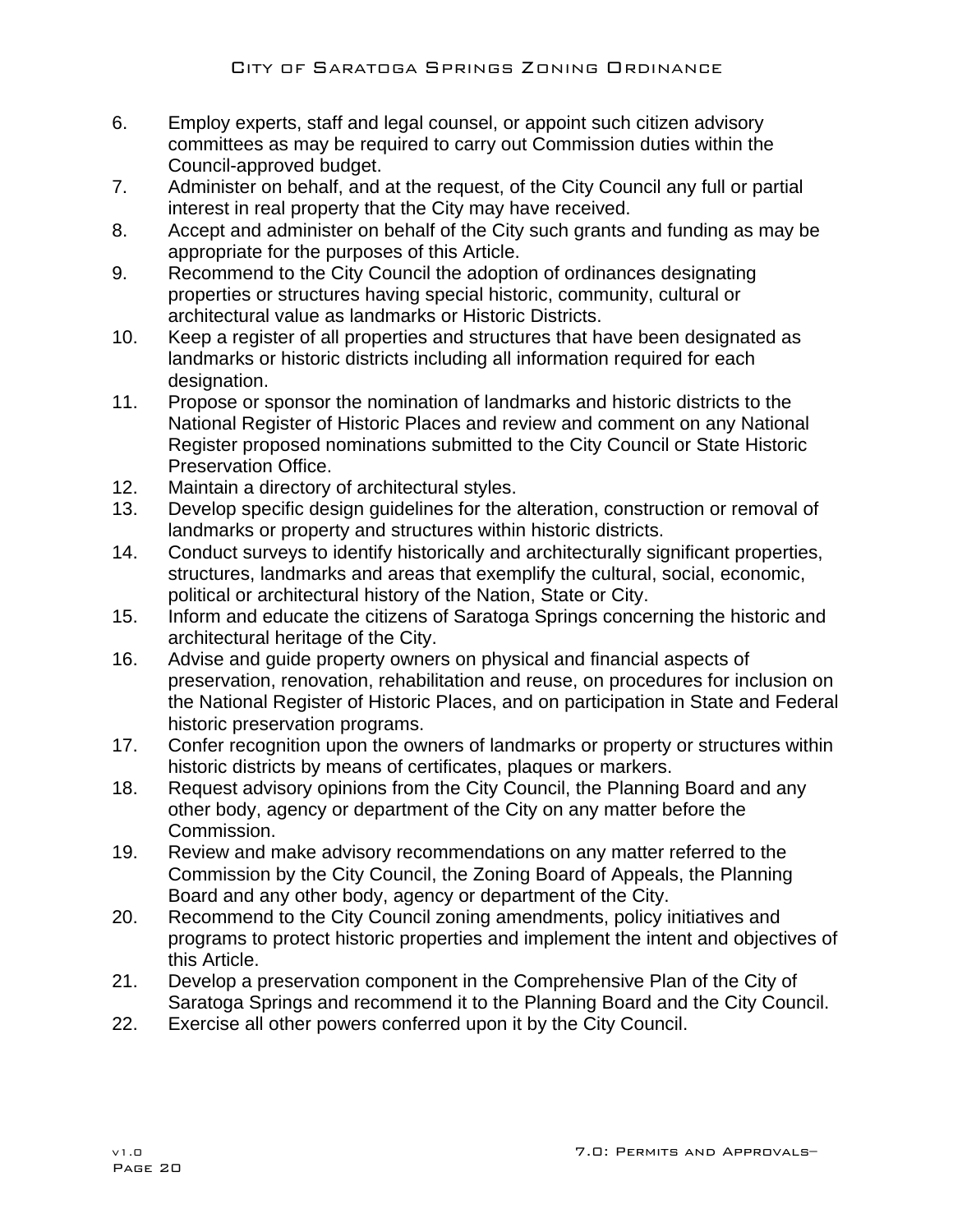6. Employ experts, staff and legal counsel, or appoint such citizen advisory committees as may be required to carry out Commission duties within the Council-approved budget.
7. Administer on behalf, and at the request, of the City Council any full or partial interest in real property that the City may have received.
8. Accept and administer on behalf of the City such grants and funding as may be appropriate for the purposes of this Article.
9. Recommend to the City Council the adoption of ordinances designating properties or structures having special historic, community, cultural or architectural value as landmarks or Historic Districts.
10. Keep a register of all properties and structures that have been designated as landmarks or historic districts including all information required for each designation.
11. Propose or sponsor the nomination of landmarks and historic districts to the National Register of Historic Places and review and comment on any National Register proposed nominations submitted to the City Council or State Historic Preservation Office.
12. Maintain a directory of architectural styles.
13. Develop specific design guidelines for the alteration, construction or removal of landmarks or property and structures within historic districts.
14. Conduct surveys to identify historically and architecturally significant properties, structures, landmarks and areas that exemplify the cultural, social, economic, political or architectural history of the Nation, State or City.
15. Inform and educate the citizens of Saratoga Springs concerning the historic and architectural heritage of the City.
16. Advise and guide property owners on physical and financial aspects of preservation, renovation, rehabilitation and reuse, on procedures for inclusion on the National Register of Historic Places, and on participation in State and Federal historic preservation programs.
17. Confer recognition upon the owners of landmarks or property or structures within historic districts by means of certificates, plaques or markers.
18. Request advisory opinions from the City Council, the Planning Board and any other body, agency or department of the City on any matter before the Commission.
19. Review and make advisory recommendations on any matter referred to the Commission by the City Council, the Zoning Board of Appeals, the Planning Board and any other body, agency or department of the City.
20. Recommend to the City Council zoning amendments, policy initiatives and programs to protect historic properties and implement the intent and objectives of this Article.
21. Develop a preservation component in the Comprehensive Plan of the City of Saratoga Springs and recommend it to the Planning Board and the City Council.
22. Exercise all other powers conferred upon it by the City Council.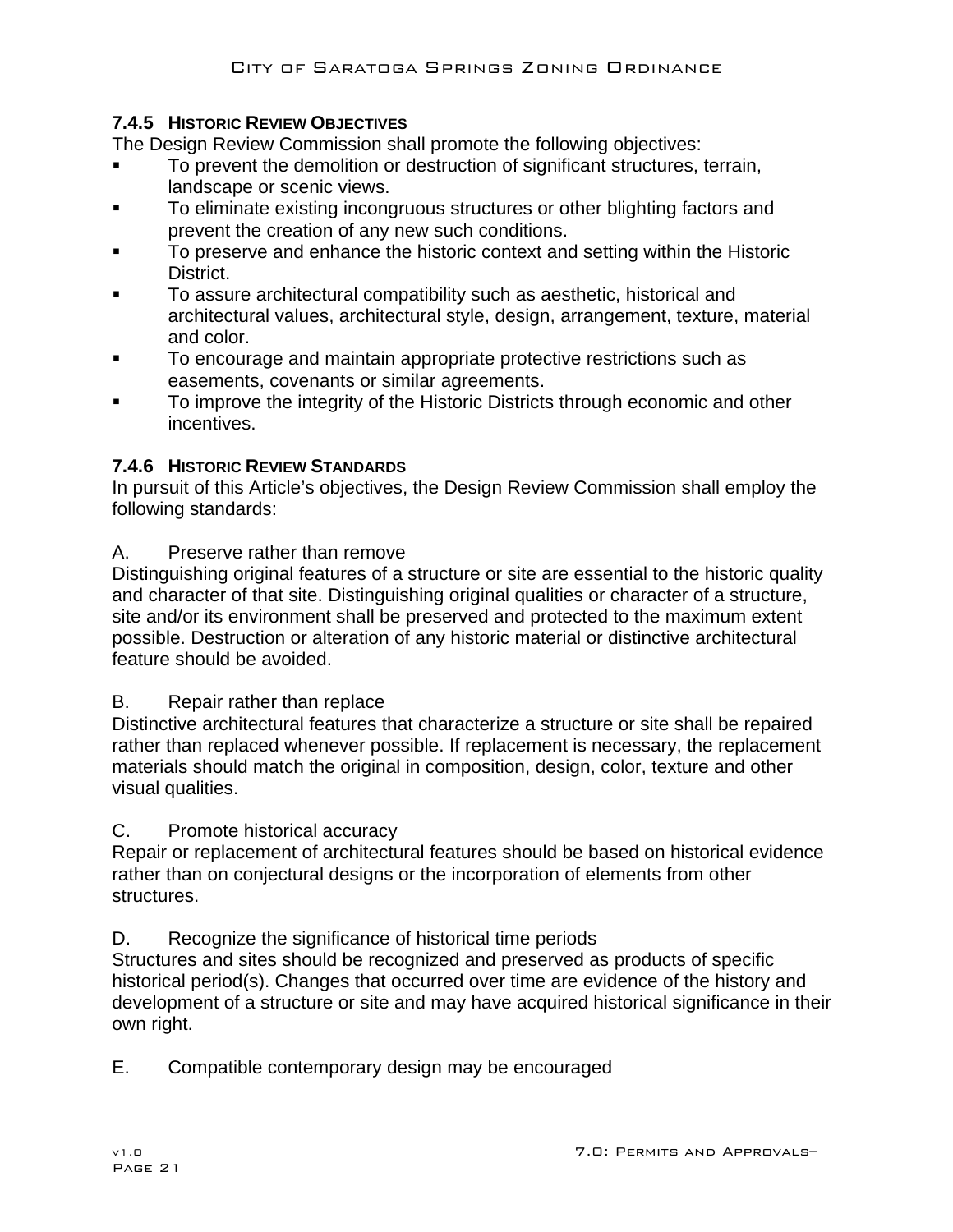### 7.4.5 HISTORIC REVIEW OBJECTIVES

The Design Review Commission shall promote the following objectives:

- To prevent the demolition or destruction of significant structures, terrain, landscape or scenic views.
- To eliminate existing incongruous structures or other blighting factors and prevent the creation of any new such conditions.
- To preserve and enhance the historic context and setting within the Historic District.
- To assure architectural compatibility such as aesthetic, historical and architectural values, architectural style, design, arrangement, texture, material and color.
- To encourage and maintain appropriate protective restrictions such as easements, covenants or similar agreements.
- To improve the integrity of the Historic Districts through economic and other incentives.

### 7.4.6 HISTORIC REVIEW STANDARDS

In pursuit of this Article's objectives, the Design Review Commission shall employ the following standards:

A. Preserve rather than remove

Distinguishing original features of a structure or site are essential to the historic quality and character of that site. Distinguishing original qualities or character of a structure, site and/or its environment shall be preserved and protected to the maximum extent possible. Destruction or alteration of any historic material or distinctive architectural feature should be avoided.

B. Repair rather than replace

Distinctive architectural features that characterize a structure or site shall be repaired rather than replaced whenever possible. If replacement is necessary, the replacement materials should match the original in composition, design, color, texture and other visual qualities.

C. Promote historical accuracy

Repair or replacement of architectural features should be based on historical evidence rather than on conjectural designs or the incorporation of elements from other structures.

D. Recognize the significance of historical time periods

Structures and sites should be recognized and preserved as products of specific historical period(s). Changes that occurred over time are evidence of the history and development of a structure or site and may have acquired historical significance in their own right.

E. Compatible contemporary design may be encouraged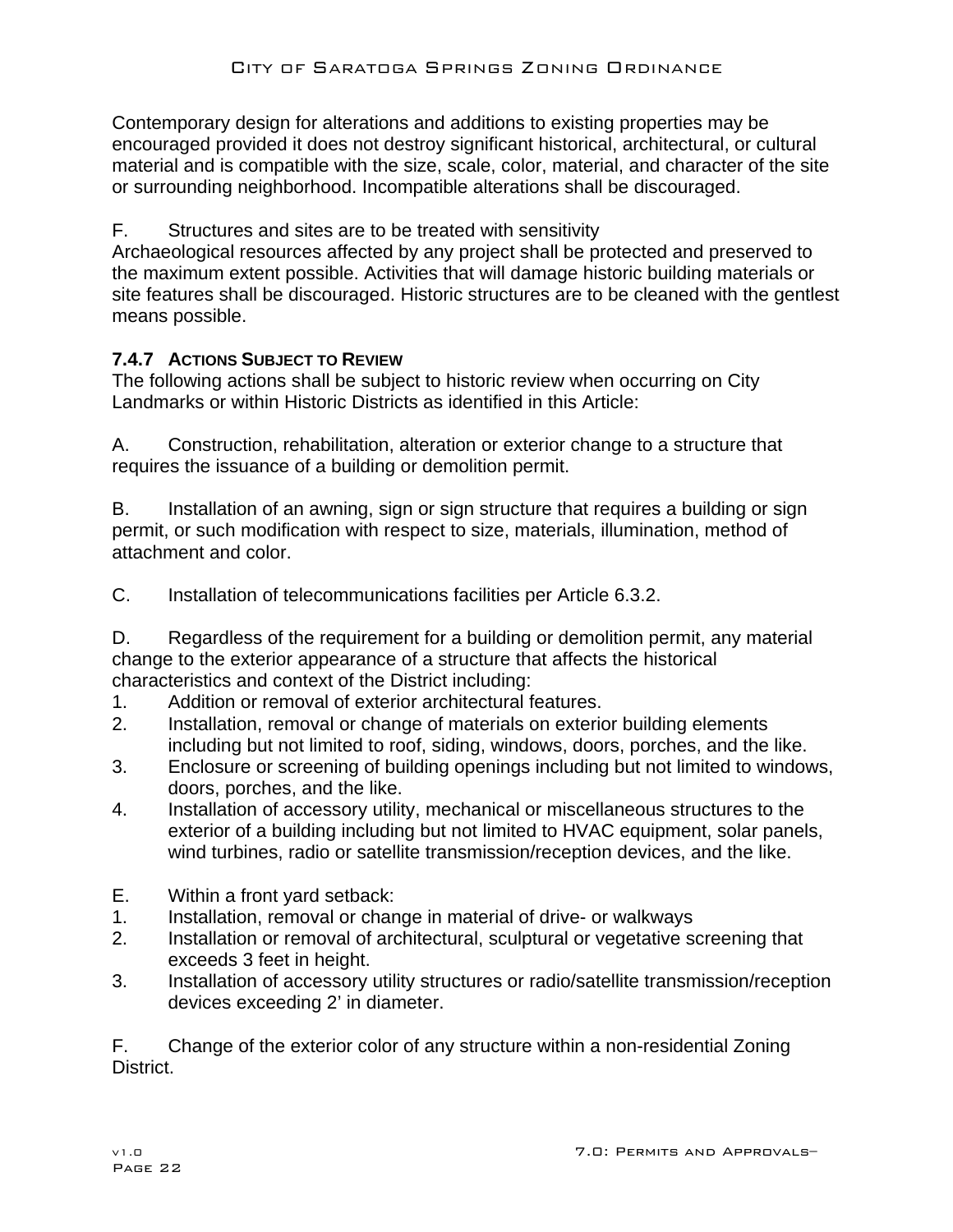Contemporary design for alterations and additions to existing properties may be encouraged provided it does not destroy significant historical, architectural, or cultural material and is compatible with the size, scale, color, material, and character of the site or surrounding neighborhood. Incompatible alterations shall be discouraged.

F. Structures and sites are to be treated with sensitivity
Archaeological resources affected by any project shall be protected and preserved to the maximum extent possible. Activities that will damage historic building materials or site features shall be discouraged. Historic structures are to be cleaned with the gentlest means possible.

### 7.4.7 Actions Subject to Review

The following actions shall be subject to historic review when occurring on City Landmarks or within Historic Districts as identified in this Article:

A. Construction, rehabilitation, alteration or exterior change to a structure that requires the issuance of a building or demolition permit.

B. Installation of an awning, sign or sign structure that requires a building or sign permit, or such modification with respect to size, materials, illumination, method of attachment and color.

C. Installation of telecommunications facilities per Article 6.3.2.

D. Regardless of the requirement for a building or demolition permit, any material change to the exterior appearance of a structure that affects the historical characteristics and context of the District including:

1. Addition or removal of exterior architectural features.
2. Installation, removal or change of materials on exterior building elements including but not limited to roof, siding, windows, doors, porches, and the like.
3. Enclosure or screening of building openings including but not limited to windows, doors, porches, and the like.
4. Installation of accessory utility, mechanical or miscellaneous structures to the exterior of a building including but not limited to HVAC equipment, solar panels, wind turbines, radio or satellite transmission/reception devices, and the like.

E. Within a front yard setback:

1. Installation, removal or change in material of drive- or walkways
2. Installation or removal of architectural, sculptural or vegetative screening that exceeds 3 feet in height.
3. Installation of accessory utility structures or radio/satellite transmission/reception devices exceeding 2' in diameter.

F. Change of the exterior color of any structure within a non-residential Zoning District.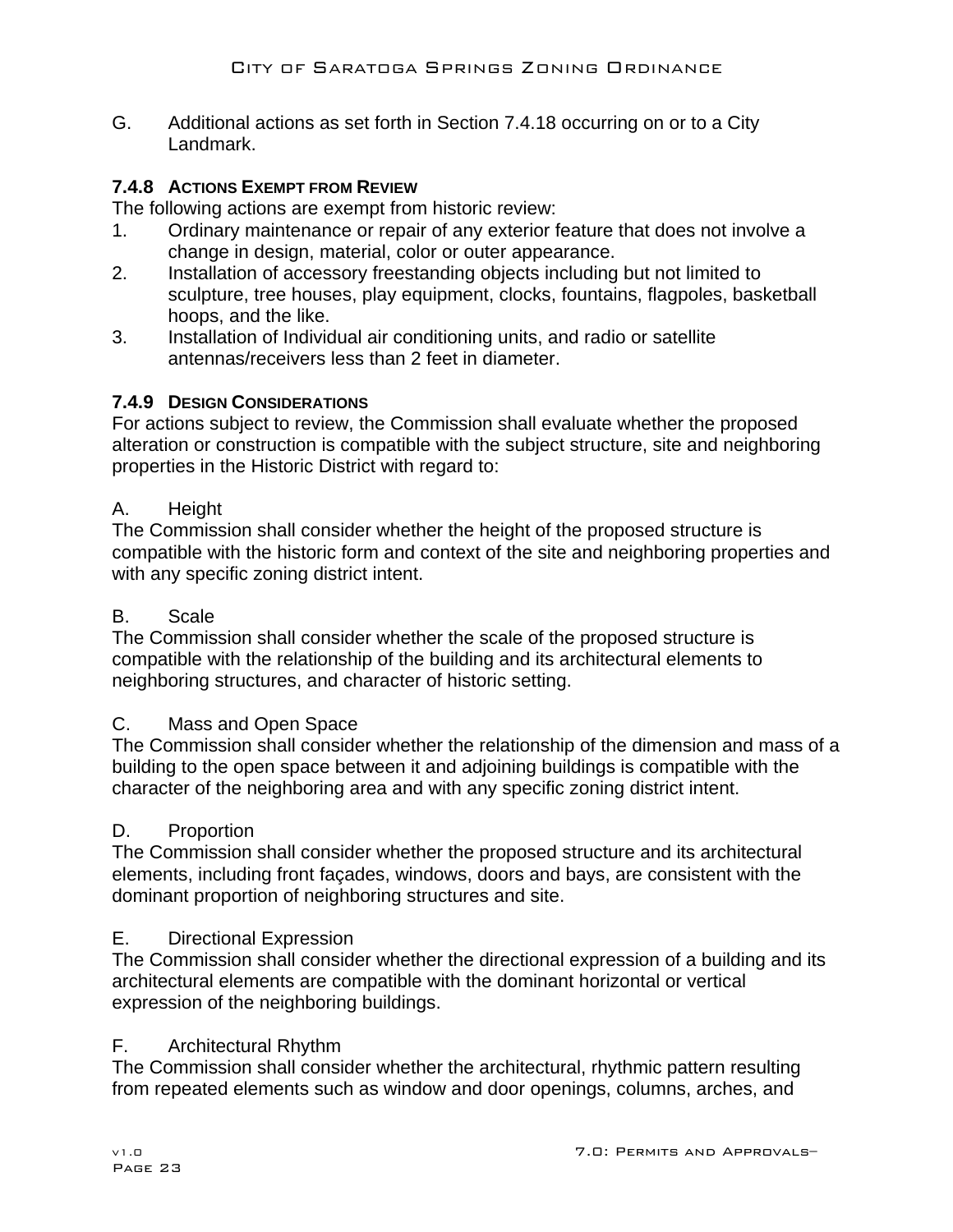G. Additional actions as set forth in Section 7.4.18 occurring on or to a City Landmark.

### 7.4.8 Actions Exempt from Review

The following actions are exempt from historic review:

1. Ordinary maintenance or repair of any exterior feature that does not involve a change in design, material, color or outer appearance.
2. Installation of accessory freestanding objects including but not limited to sculpture, tree houses, play equipment, clocks, fountains, flagpoles, basketball hoops, and the like.
3. Installation of Individual air conditioning units, and radio or satellite antennas/receivers less than 2 feet in diameter.

### 7.4.9 Design Considerations

For actions subject to review, the Commission shall evaluate whether the proposed alteration or construction is compatible with the subject structure, site and neighboring properties in the Historic District with regard to:

A. Height

The Commission shall consider whether the height of the proposed structure is compatible with the historic form and context of the site and neighboring properties and with any specific zoning district intent.

B. Scale

The Commission shall consider whether the scale of the proposed structure is compatible with the relationship of the building and its architectural elements to neighboring structures, and character of historic setting.

C. Mass and Open Space

The Commission shall consider whether the relationship of the dimension and mass of a building to the open space between it and adjoining buildings is compatible with the character of the neighboring area and with any specific zoning district intent.

D. Proportion

The Commission shall consider whether the proposed structure and its architectural elements, including front façades, windows, doors and bays, are consistent with the dominant proportion of neighboring structures and site.

E. Directional Expression

The Commission shall consider whether the directional expression of a building and its architectural elements are compatible with the dominant horizontal or vertical expression of the neighboring buildings.

F. Architectural Rhythm

The Commission shall consider whether the architectural, rhythmic pattern resulting from repeated elements such as window and door openings, columns, arches, and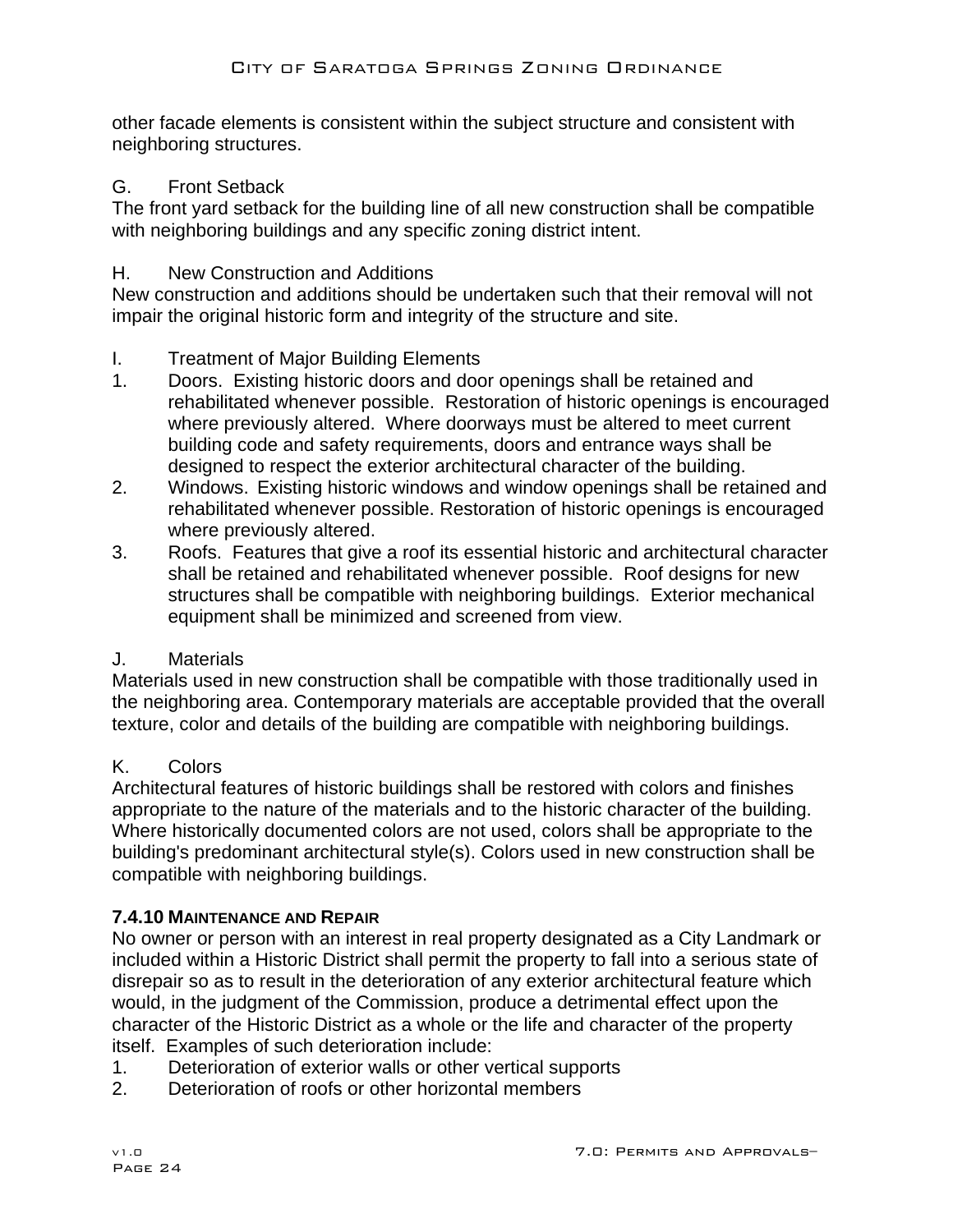other facade elements is consistent within the subject structure and consistent with neighboring structures.

G. Front Setback

The front yard setback for the building line of all new construction shall be compatible with neighboring buildings and any specific zoning district intent.

H. New Construction and Additions

New construction and additions should be undertaken such that their removal will not impair the original historic form and integrity of the structure and site.

I. Treatment of Major Building Elements

1. Doors. Existing historic doors and door openings shall be retained and rehabilitated whenever possible. Restoration of historic openings is encouraged where previously altered. Where doorways must be altered to meet current building code and safety requirements, doors and entrance ways shall be designed to respect the exterior architectural character of the building.
2. Windows. Existing historic windows and window openings shall be retained and rehabilitated whenever possible. Restoration of historic openings is encouraged where previously altered.
3. Roofs. Features that give a roof its essential historic and architectural character shall be retained and rehabilitated whenever possible. Roof designs for new structures shall be compatible with neighboring buildings. Exterior mechanical equipment shall be minimized and screened from view.

J. Materials

Materials used in new construction shall be compatible with those traditionally used in the neighboring area. Contemporary materials are acceptable provided that the overall texture, color and details of the building are compatible with neighboring buildings.

K. Colors

Architectural features of historic buildings shall be restored with colors and finishes appropriate to the nature of the materials and to the historic character of the building. Where historically documented colors are not used, colors shall be appropriate to the building's predominant architectural style(s). Colors used in new construction shall be compatible with neighboring buildings.

### 7.4.10 Maintenance and Repair

No owner or person with an interest in real property designated as a City Landmark or included within a Historic District shall permit the property to fall into a serious state of disrepair so as to result in the deterioration of any exterior architectural feature which would, in the judgment of the Commission, produce a detrimental effect upon the character of the Historic District as a whole or the life and character of the property itself. Examples of such deterioration include:

1. Deterioration of exterior walls or other vertical supports
2. Deterioration of roofs or other horizontal members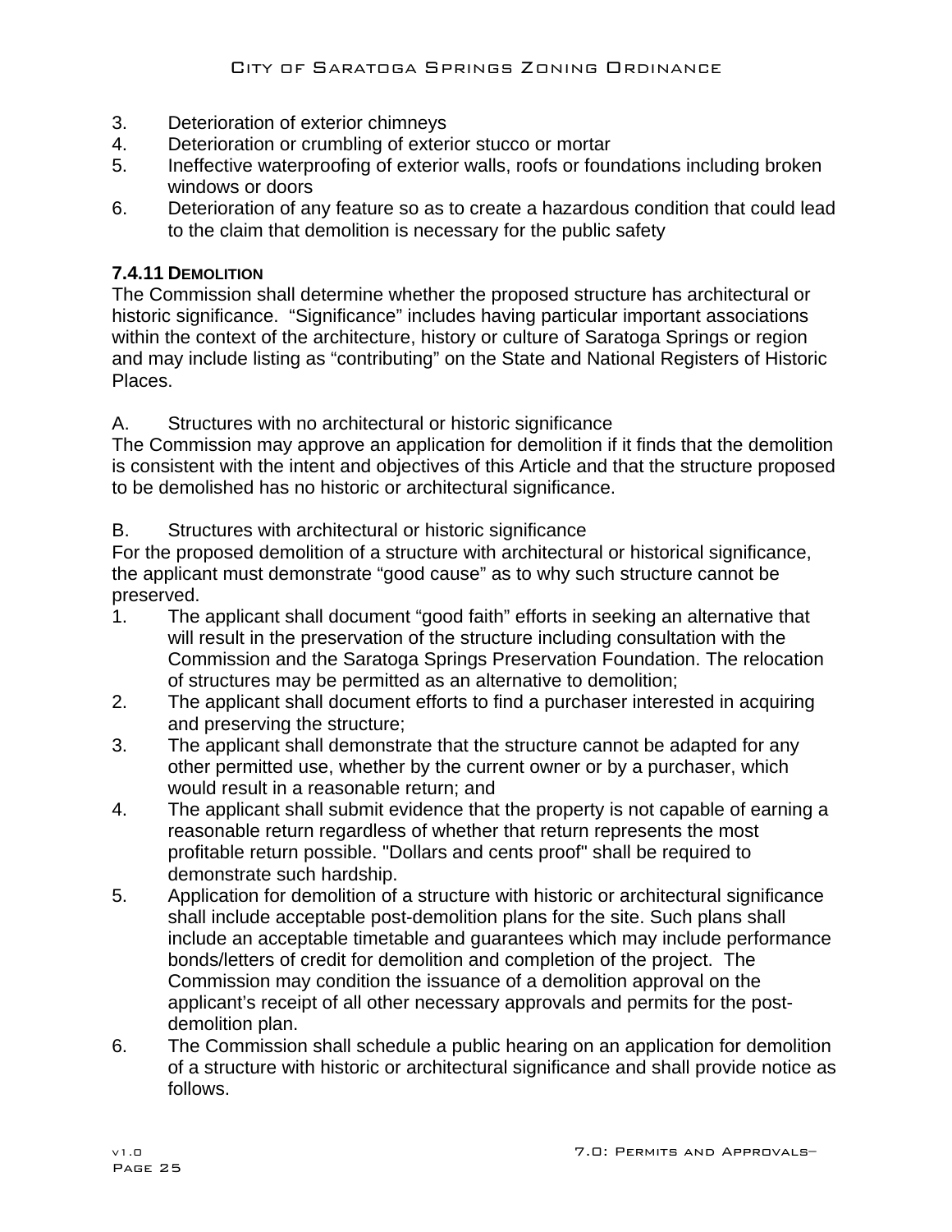3. Deterioration of exterior chimneys
4. Deterioration or crumbling of exterior stucco or mortar
5. Ineffective waterproofing of exterior walls, roofs or foundations including broken windows or doors
6. Deterioration of any feature so as to create a hazardous condition that could lead to the claim that demolition is necessary for the public safety

### 7.4.11 DEMOLITION

The Commission shall determine whether the proposed structure has architectural or historic significance. "Significance" includes having particular important associations within the context of the architecture, history or culture of Saratoga Springs or region and may include listing as "contributing" on the State and National Registers of Historic Places.

A. Structures with no architectural or historic significance

The Commission may approve an application for demolition if it finds that the demolition is consistent with the intent and objectives of this Article and that the structure proposed to be demolished has no historic or architectural significance.

B. Structures with architectural or historic significance

For the proposed demolition of a structure with architectural or historical significance, the applicant must demonstrate "good cause" as to why such structure cannot be preserved.

1. The applicant shall document "good faith" efforts in seeking an alternative that will result in the preservation of the structure including consultation with the Commission and the Saratoga Springs Preservation Foundation. The relocation of structures may be permitted as an alternative to demolition;
2. The applicant shall document efforts to find a purchaser interested in acquiring and preserving the structure;
3. The applicant shall demonstrate that the structure cannot be adapted for any other permitted use, whether by the current owner or by a purchaser, which would result in a reasonable return; and
4. The applicant shall submit evidence that the property is not capable of earning a reasonable return regardless of whether that return represents the most profitable return possible. "Dollars and cents proof" shall be required to demonstrate such hardship.
5. Application for demolition of a structure with historic or architectural significance shall include acceptable post-demolition plans for the site. Such plans shall include an acceptable timetable and guarantees which may include performance bonds/letters of credit for demolition and completion of the project. The Commission may condition the issuance of a demolition approval on the applicant's receipt of all other necessary approvals and permits for the post-demolition plan.
6. The Commission shall schedule a public hearing on an application for demolition of a structure with historic or architectural significance and shall provide notice as follows.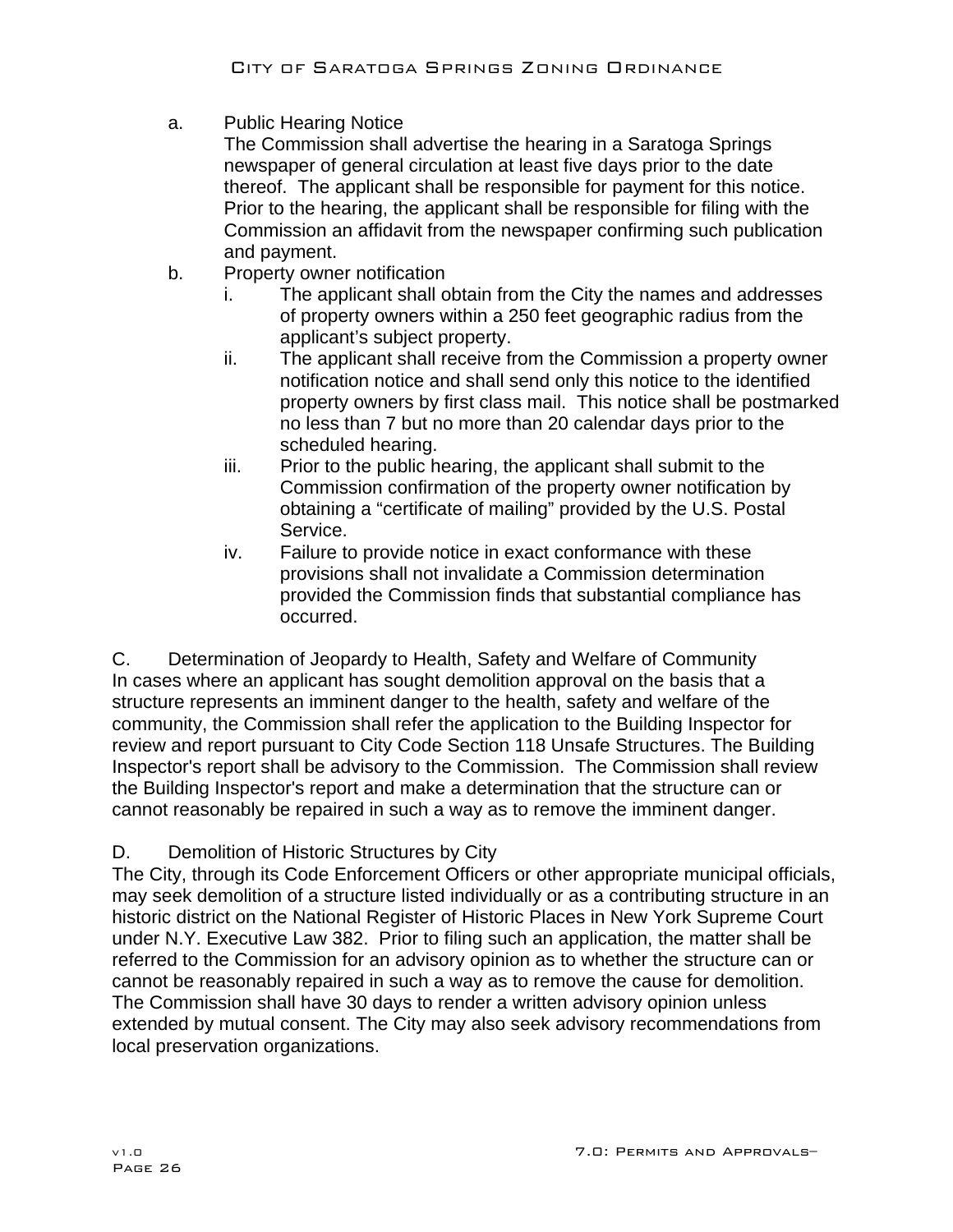a. Public Hearing Notice
   The Commission shall advertise the hearing in a Saratoga Springs newspaper of general circulation at least five days prior to the date thereof. The applicant shall be responsible for payment for this notice. Prior to the hearing, the applicant shall be responsible for filing with the Commission an affidavit from the newspaper confirming such publication and payment.

b. Property owner notification
   - i. The applicant shall obtain from the City the names and addresses of property owners within a 250 feet geographic radius from the applicant's subject property.
   - ii. The applicant shall receive from the Commission a property owner notification notice and shall send only this notice to the identified property owners by first class mail. This notice shall be postmarked no less than 7 but no more than 20 calendar days prior to the scheduled hearing.
   - iii. Prior to the public hearing, the applicant shall submit to the Commission confirmation of the property owner notification by obtaining a "certificate of mailing" provided by the U.S. Postal Service.
   - iv. Failure to provide notice in exact conformance with these provisions shall not invalidate a Commission determination provided the Commission finds that substantial compliance has occurred.

C. Determination of Jeopardy to Health, Safety and Welfare of Community

In cases where an applicant has sought demolition approval on the basis that a structure represents an imminent danger to the health, safety and welfare of the community, the Commission shall refer the application to the Building Inspector for review and report pursuant to City Code Section 118 Unsafe Structures. The Building Inspector's report shall be advisory to the Commission. The Commission shall review the Building Inspector's report and make a determination that the structure can or cannot reasonably be repaired in such a way as to remove the imminent danger.

D. Demolition of Historic Structures by City

The City, through its Code Enforcement Officers or other appropriate municipal officials, may seek demolition of a structure listed individually or as a contributing structure in an historic district on the National Register of Historic Places in New York Supreme Court under N.Y. Executive Law 382. Prior to filing such an application, the matter shall be referred to the Commission for an advisory opinion as to whether the structure can or cannot be reasonably repaired in such a way as to remove the cause for demolition. The Commission shall have 30 days to render a written advisory opinion unless extended by mutual consent. The City may also seek advisory recommendations from local preservation organizations.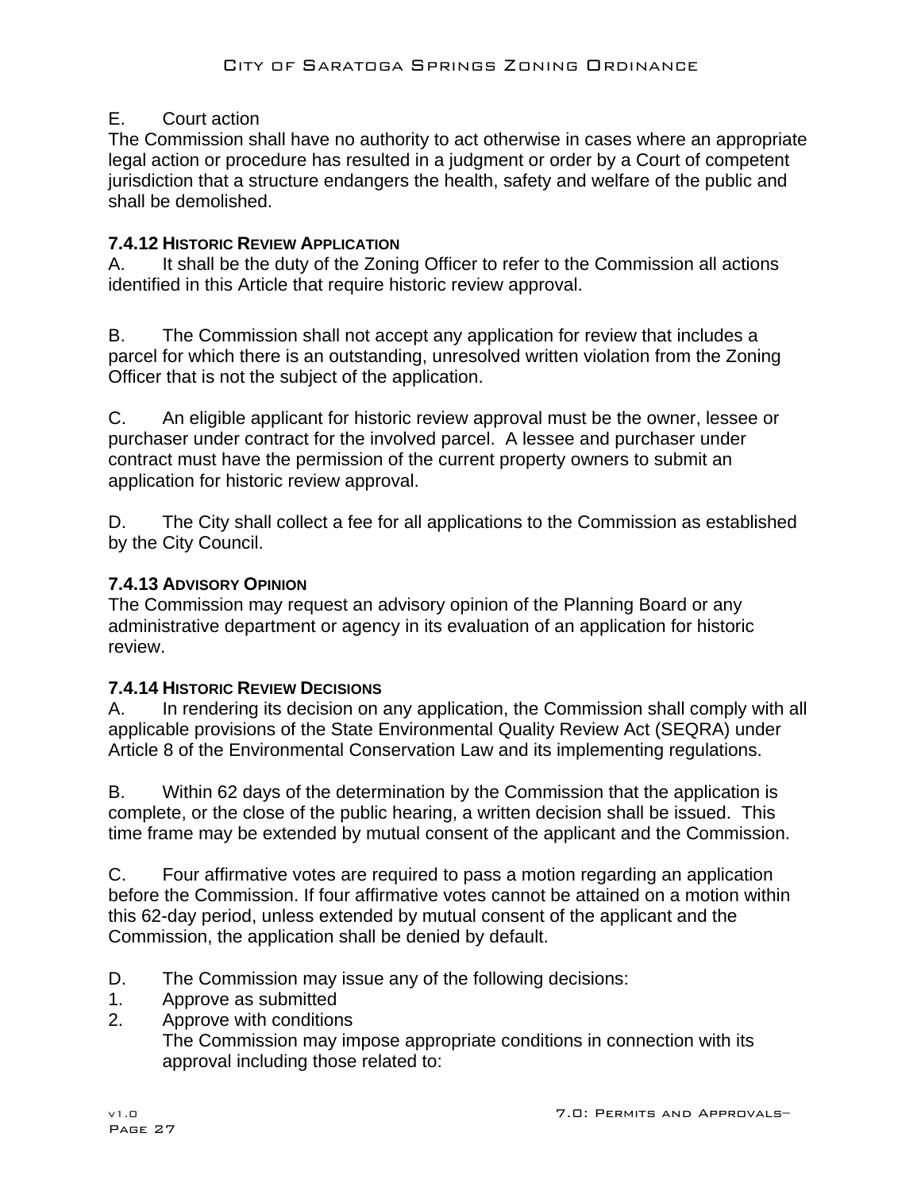E. Court action

The Commission shall have no authority to act otherwise in cases where an appropriate legal action or procedure has resulted in a judgment or order by a Court of competent jurisdiction that a structure endangers the health, safety and welfare of the public and shall be demolished.

### 7.4.12 Historic Review Application

A. It shall be the duty of the Zoning Officer to refer to the Commission all actions identified in this Article that require historic review approval.

B. The Commission shall not accept any application for review that includes a parcel for which there is an outstanding, unresolved written violation from the Zoning Officer that is not the subject of the application.

C. An eligible applicant for historic review approval must be the owner, lessee or purchaser under contract for the involved parcel. A lessee and purchaser under contract must have the permission of the current property owners to submit an application for historic review approval.

D. The City shall collect a fee for all applications to the Commission as established by the City Council.

### 7.4.13 Advisory Opinion

The Commission may request an advisory opinion of the Planning Board or any administrative department or agency in its evaluation of an application for historic review.

### 7.4.14 Historic Review Decisions

A. In rendering its decision on any application, the Commission shall comply with all applicable provisions of the State Environmental Quality Review Act (SEQRA) under Article 8 of the Environmental Conservation Law and its implementing regulations.

B. Within 62 days of the determination by the Commission that the application is complete, or the close of the public hearing, a written decision shall be issued. This time frame may be extended by mutual consent of the applicant and the Commission.

C. Four affirmative votes are required to pass a motion regarding an application before the Commission. If four affirmative votes cannot be attained on a motion within this 62-day period, unless extended by mutual consent of the applicant and the Commission, the application shall be denied by default.

D. The Commission may issue any of the following decisions:

1. Approve as submitted
2. Approve with conditions

   The Commission may impose appropriate conditions in connection with its approval including those related to: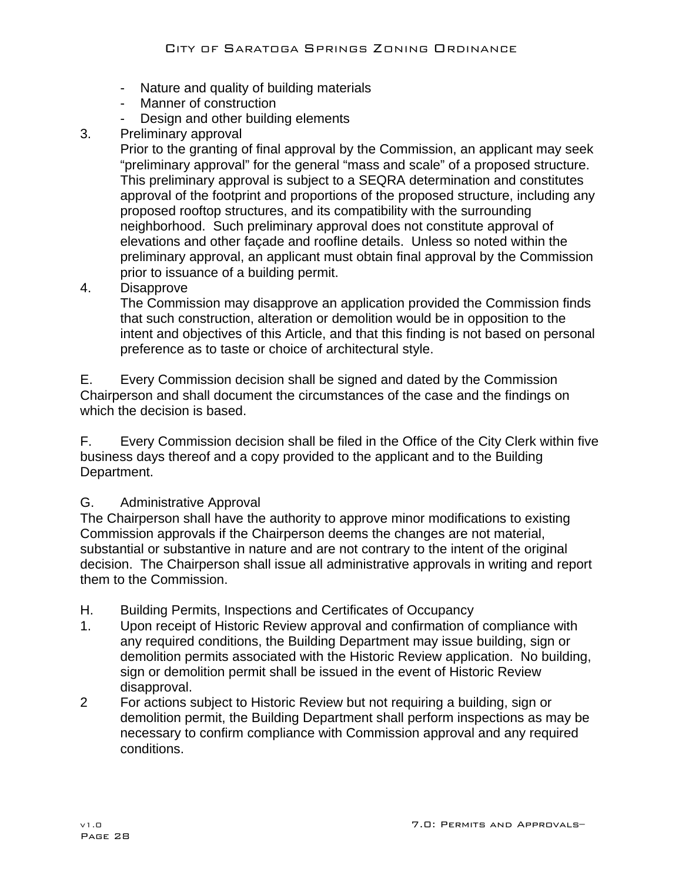- Nature and quality of building materials
- Manner of construction
- Design and other building elements

3. Preliminary approval

   Prior to the granting of final approval by the Commission, an applicant may seek "preliminary approval" for the general "mass and scale" of a proposed structure. This preliminary approval is subject to a SEQRA determination and constitutes approval of the footprint and proportions of the proposed structure, including any proposed rooftop structures, and its compatibility with the surrounding neighborhood. Such preliminary approval does not constitute approval of elevations and other façade and roofline details. Unless so noted within the preliminary approval, an applicant must obtain final approval by the Commission prior to issuance of a building permit.

4. Disapprove

   The Commission may disapprove an application provided the Commission finds that such construction, alteration or demolition would be in opposition to the intent and objectives of this Article, and that this finding is not based on personal preference as to taste or choice of architectural style.

E. Every Commission decision shall be signed and dated by the Commission Chairperson and shall document the circumstances of the case and the findings on which the decision is based.

F. Every Commission decision shall be filed in the Office of the City Clerk within five business days thereof and a copy provided to the applicant and to the Building Department.

G. Administrative Approval

The Chairperson shall have the authority to approve minor modifications to existing Commission approvals if the Chairperson deems the changes are not material, substantial or substantive in nature and are not contrary to the intent of the original decision. The Chairperson shall issue all administrative approvals in writing and report them to the Commission.

H. Building Permits, Inspections and Certificates of Occupancy

1. Upon receipt of Historic Review approval and confirmation of compliance with any required conditions, the Building Department may issue building, sign or demolition permits associated with the Historic Review application. No building, sign or demolition permit shall be issued in the event of Historic Review disapproval.
2. For actions subject to Historic Review but not requiring a building, sign or demolition permit, the Building Department shall perform inspections as may be necessary to confirm compliance with Commission approval and any required conditions.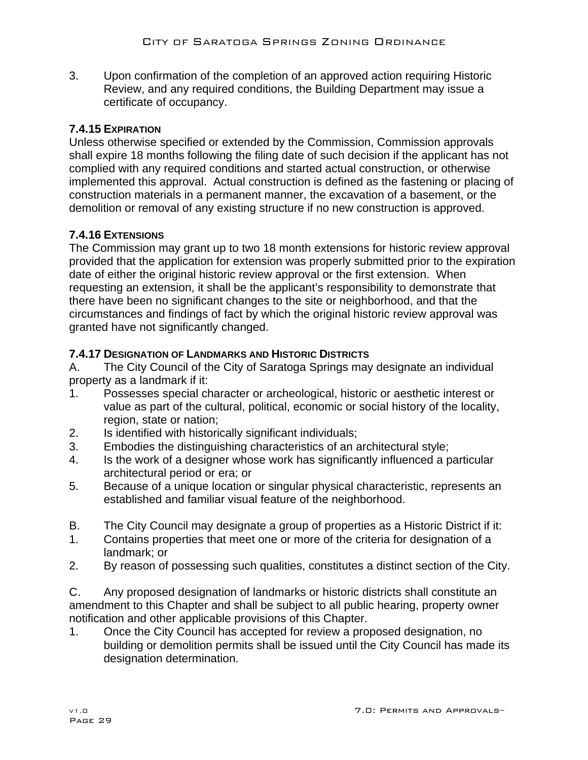3. Upon confirmation of the completion of an approved action requiring Historic Review, and any required conditions, the Building Department may issue a certificate of occupancy.

### 7.4.15 EXPIRATION

Unless otherwise specified or extended by the Commission, Commission approvals shall expire 18 months following the filing date of such decision if the applicant has not complied with any required conditions and started actual construction, or otherwise implemented this approval. Actual construction is defined as the fastening or placing of construction materials in a permanent manner, the excavation of a basement, or the demolition or removal of any existing structure if no new construction is approved.

### 7.4.16 EXTENSIONS

The Commission may grant up to two 18 month extensions for historic review approval provided that the application for extension was properly submitted prior to the expiration date of either the original historic review approval or the first extension. When requesting an extension, it shall be the applicant's responsibility to demonstrate that there have been no significant changes to the site or neighborhood, and that the circumstances and findings of fact by which the original historic review approval was granted have not significantly changed.

### 7.4.17 DESIGNATION OF LANDMARKS AND HISTORIC DISTRICTS

A. The City Council of the City of Saratoga Springs may designate an individual property as a landmark if it:

1. Possesses special character or archeological, historic or aesthetic interest or value as part of the cultural, political, economic or social history of the locality, region, state or nation;
2. Is identified with historically significant individuals;
3. Embodies the distinguishing characteristics of an architectural style;
4. Is the work of a designer whose work has significantly influenced a particular architectural period or era; or
5. Because of a unique location or singular physical characteristic, represents an established and familiar visual feature of the neighborhood.

B. The City Council may designate a group of properties as a Historic District if it:

1. Contains properties that meet one or more of the criteria for designation of a landmark; or
2. By reason of possessing such qualities, constitutes a distinct section of the City.

C. Any proposed designation of landmarks or historic districts shall constitute an amendment to this Chapter and shall be subject to all public hearing, property owner notification and other applicable provisions of this Chapter.

1. Once the City Council has accepted for review a proposed designation, no building or demolition permits shall be issued until the City Council has made its designation determination.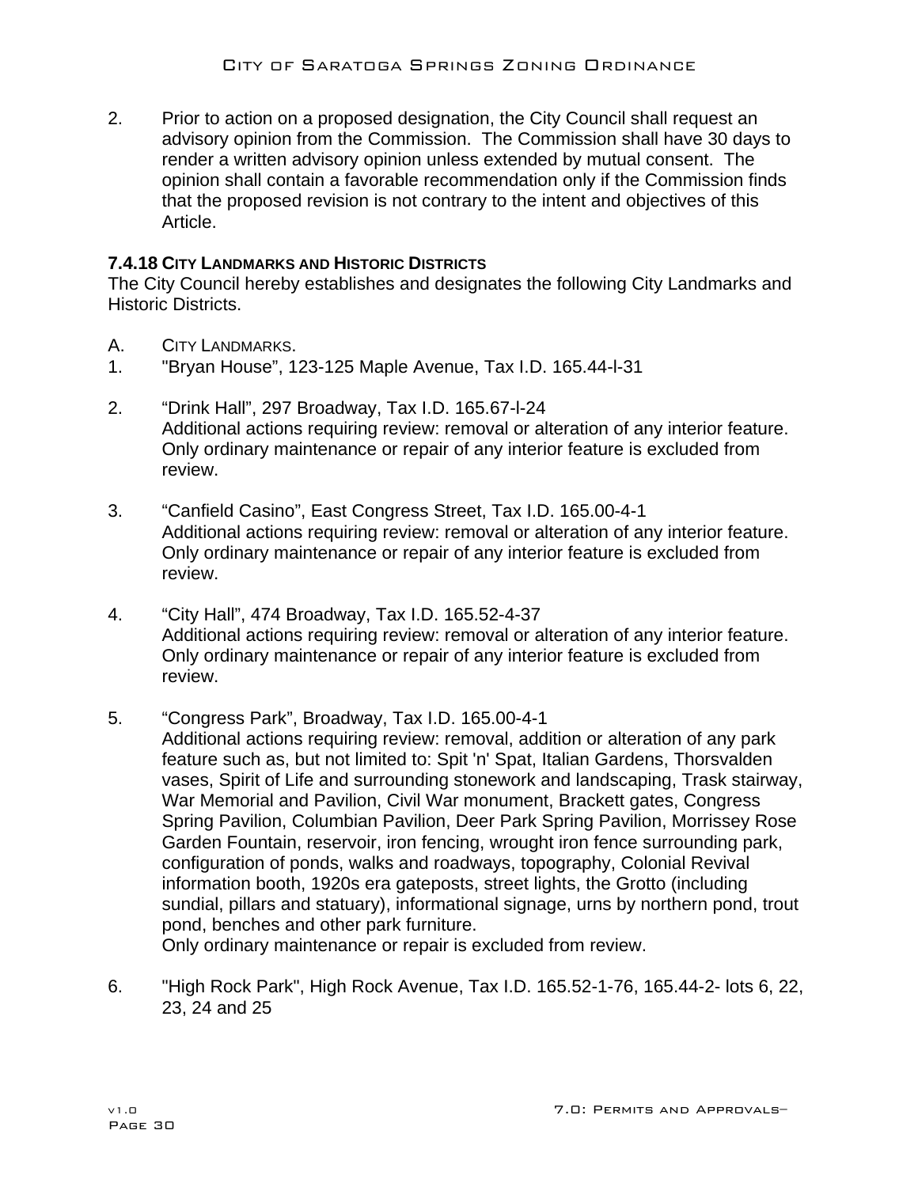2. Prior to action on a proposed designation, the City Council shall request an advisory opinion from the Commission. The Commission shall have 30 days to render a written advisory opinion unless extended by mutual consent. The opinion shall contain a favorable recommendation only if the Commission finds that the proposed revision is not contrary to the intent and objectives of this Article.

### 7.4.18 CITY LANDMARKS AND HISTORIC DISTRICTS

The City Council hereby establishes and designates the following City Landmarks and Historic Districts.

A. CITY LANDMARKS.

1. "Bryan House", 123-125 Maple Avenue, Tax I.D. 165.44-l-31

2. "Drink Hall", 297 Broadway, Tax I.D. 165.67-l-24
   Additional actions requiring review: removal or alteration of any interior feature. Only ordinary maintenance or repair of any interior feature is excluded from review.

3. "Canfield Casino", East Congress Street, Tax I.D. 165.00-4-1
   Additional actions requiring review: removal or alteration of any interior feature. Only ordinary maintenance or repair of any interior feature is excluded from review.

4. "City Hall", 474 Broadway, Tax I.D. 165.52-4-37
   Additional actions requiring review: removal or alteration of any interior feature. Only ordinary maintenance or repair of any interior feature is excluded from review.

5. "Congress Park", Broadway, Tax I.D. 165.00-4-1
   Additional actions requiring review: removal, addition or alteration of any park feature such as, but not limited to: Spit 'n' Spat, Italian Gardens, Thorsvalden vases, Spirit of Life and surrounding stonework and landscaping, Trask stairway, War Memorial and Pavilion, Civil War monument, Brackett gates, Congress Spring Pavilion, Columbian Pavilion, Deer Park Spring Pavilion, Morrissey Rose Garden Fountain, reservoir, iron fencing, wrought iron fence surrounding park, configuration of ponds, walks and roadways, topography, Colonial Revival information booth, 1920s era gateposts, street lights, the Grotto (including sundial, pillars and statuary), informational signage, urns by northern pond, trout pond, benches and other park furniture.
   Only ordinary maintenance or repair is excluded from review.

6. "High Rock Park", High Rock Avenue, Tax I.D. 165.52-1-76, 165.44-2- lots 6, 22, 23, 24 and 25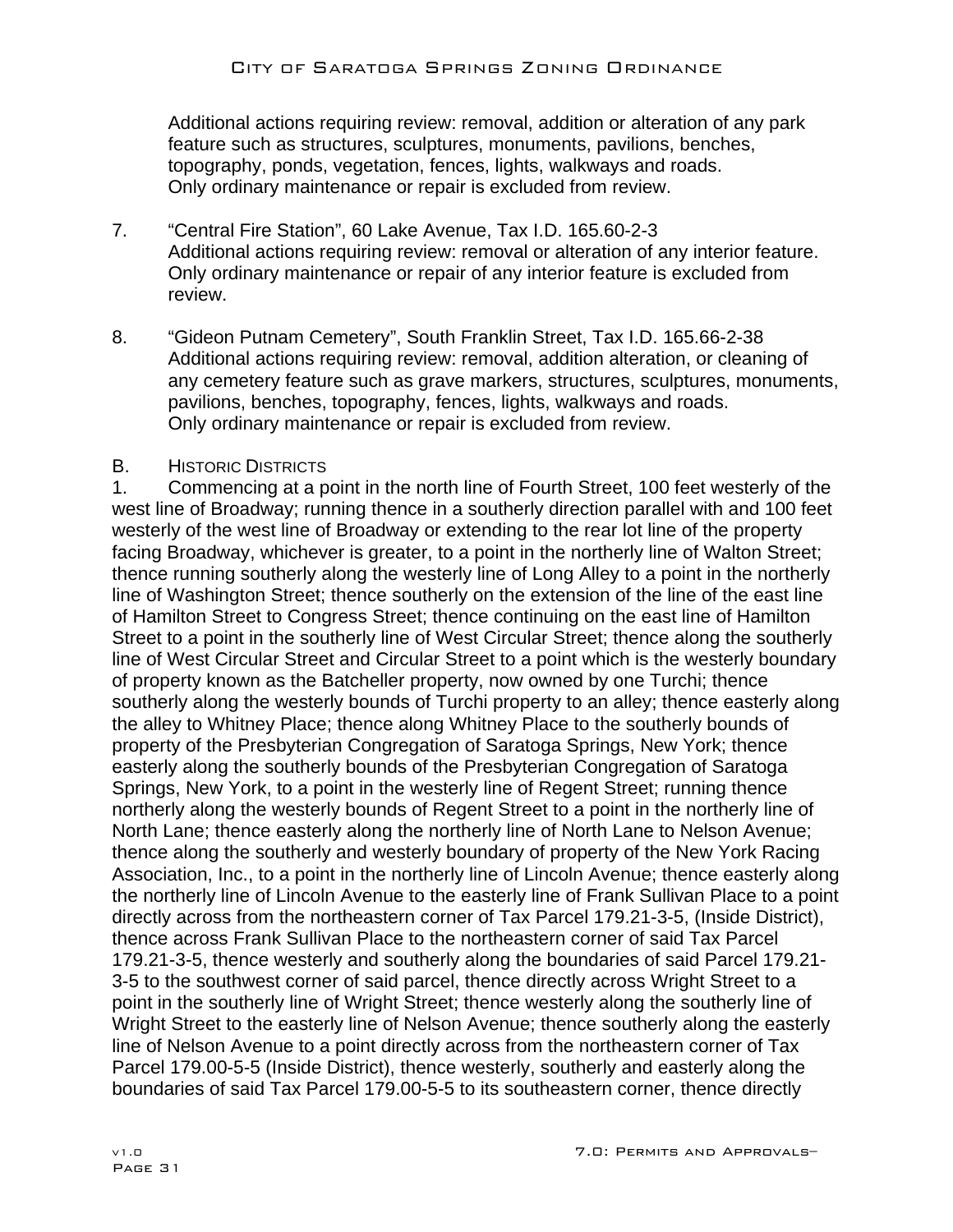Additional actions requiring review: removal, addition or alteration of any park feature such as structures, sculptures, monuments, pavilions, benches, topography, ponds, vegetation, fences, lights, walkways and roads.
Only ordinary maintenance or repair is excluded from review.

7. "Central Fire Station", 60 Lake Avenue, Tax I.D. 165.60-2-3
   Additional actions requiring review: removal or alteration of any interior feature. Only ordinary maintenance or repair of any interior feature is excluded from review.

8. "Gideon Putnam Cemetery", South Franklin Street, Tax I.D. 165.66-2-38
   Additional actions requiring review: removal, addition alteration, or cleaning of any cemetery feature such as grave markers, structures, sculptures, monuments, pavilions, benches, topography, fences, lights, walkways and roads.
   Only ordinary maintenance or repair is excluded from review.

B. HISTORIC DISTRICTS

1. Commencing at a point in the north line of Fourth Street, 100 feet westerly of the west line of Broadway; running thence in a southerly direction parallel with and 100 feet westerly of the west line of Broadway or extending to the rear lot line of the property facing Broadway, whichever is greater, to a point in the northerly line of Walton Street; thence running southerly along the westerly line of Long Alley to a point in the northerly line of Washington Street; thence southerly on the extension of the line of the east line of Hamilton Street to Congress Street; thence continuing on the east line of Hamilton Street to a point in the southerly line of West Circular Street; thence along the southerly line of West Circular Street and Circular Street to a point which is the westerly boundary of property known as the Batcheller property, now owned by one Turchi; thence southerly along the westerly bounds of Turchi property to an alley; thence easterly along the alley to Whitney Place; thence along Whitney Place to the southerly bounds of property of the Presbyterian Congregation of Saratoga Springs, New York; thence easterly along the southerly bounds of the Presbyterian Congregation of Saratoga Springs, New York, to a point in the westerly line of Regent Street; running thence northerly along the westerly bounds of Regent Street to a point in the northerly line of North Lane; thence easterly along the northerly line of North Lane to Nelson Avenue; thence along the southerly and westerly boundary of property of the New York Racing Association, Inc., to a point in the northerly line of Lincoln Avenue; thence easterly along the northerly line of Lincoln Avenue to the easterly line of Frank Sullivan Place to a point directly across from the northeastern corner of Tax Parcel 179.21-3-5, (Inside District), thence across Frank Sullivan Place to the northeastern corner of said Tax Parcel 179.21-3-5, thence westerly and southerly along the boundaries of said Parcel 179.21-3-5 to the southwest corner of said parcel, thence directly across Wright Street to a point in the southerly line of Wright Street; thence westerly along the southerly line of Wright Street to the easterly line of Nelson Avenue; thence southerly along the easterly line of Nelson Avenue to a point directly across from the northeastern corner of Tax Parcel 179.00-5-5 (Inside District), thence westerly, southerly and easterly along the boundaries of said Tax Parcel 179.00-5-5 to its southeastern corner, thence directly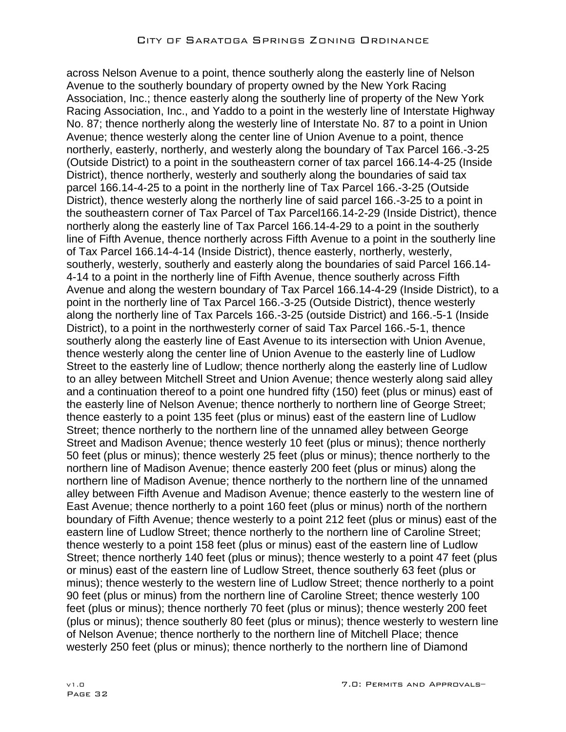across Nelson Avenue to a point, thence southerly along the easterly line of Nelson Avenue to the southerly boundary of property owned by the New York Racing Association, Inc.; thence easterly along the southerly line of property of the New York Racing Association, Inc., and Yaddo to a point in the westerly line of Interstate Highway No. 87; thence northerly along the westerly line of Interstate No. 87 to a point in Union Avenue; thence westerly along the center line of Union Avenue to a point, thence northerly, easterly, northerly, and westerly along the boundary of Tax Parcel 166.-3-25 (Outside District) to a point in the southeastern corner of tax parcel 166.14-4-25 (Inside District), thence northerly, westerly and southerly along the boundaries of said tax parcel 166.14-4-25 to a point in the northerly line of Tax Parcel 166.-3-25 (Outside District), thence westerly along the northerly line of said parcel 166.-3-25 to a point in the southeastern corner of Tax Parcel of Tax Parcel166.14-2-29 (Inside District), thence northerly along the easterly line of Tax Parcel 166.14-4-29 to a point in the southerly line of Fifth Avenue, thence northerly across Fifth Avenue to a point in the southerly line of Tax Parcel 166.14-4-14 (Inside District), thence easterly, northerly, westerly, southerly, westerly, southerly and easterly along the boundaries of said Parcel 166.14-4-14 to a point in the northerly line of Fifth Avenue, thence southerly across Fifth Avenue and along the western boundary of Tax Parcel 166.14-4-29 (Inside District), to a point in the northerly line of Tax Parcel 166.-3-25 (Outside District), thence westerly along the northerly line of Tax Parcels 166.-3-25 (outside District) and 166.-5-1 (Inside District), to a point in the northwesterly corner of said Tax Parcel 166.-5-1, thence southerly along the easterly line of East Avenue to its intersection with Union Avenue, thence westerly along the center line of Union Avenue to the easterly line of Ludlow Street to the easterly line of Ludlow; thence northerly along the easterly line of Ludlow to an alley between Mitchell Street and Union Avenue; thence westerly along said alley and a continuation thereof to a point one hundred fifty (150) feet (plus or minus) east of the easterly line of Nelson Avenue; thence northerly to northern line of George Street; thence easterly to a point 135 feet (plus or minus) east of the eastern line of Ludlow Street; thence northerly to the northern line of the unnamed alley between George Street and Madison Avenue; thence westerly 10 feet (plus or minus); thence northerly 50 feet (plus or minus); thence westerly 25 feet (plus or minus); thence northerly to the northern line of Madison Avenue; thence easterly 200 feet (plus or minus) along the northern line of Madison Avenue; thence northerly to the northern line of the unnamed alley between Fifth Avenue and Madison Avenue; thence easterly to the western line of East Avenue; thence northerly to a point 160 feet (plus or minus) north of the northern boundary of Fifth Avenue; thence westerly to a point 212 feet (plus or minus) east of the eastern line of Ludlow Street; thence northerly to the northern line of Caroline Street; thence westerly to a point 158 feet (plus or minus) east of the eastern line of Ludlow Street; thence northerly 140 feet (plus or minus); thence westerly to a point 47 feet (plus or minus) east of the eastern line of Ludlow Street, thence southerly 63 feet (plus or minus); thence westerly to the western line of Ludlow Street; thence northerly to a point 90 feet (plus or minus) from the northern line of Caroline Street; thence westerly 100 feet (plus or minus); thence northerly 70 feet (plus or minus); thence westerly 200 feet (plus or minus); thence southerly 80 feet (plus or minus); thence westerly to western line of Nelson Avenue; thence northerly to the northern line of Mitchell Place; thence westerly 250 feet (plus or minus); thence northerly to the northern line of Diamond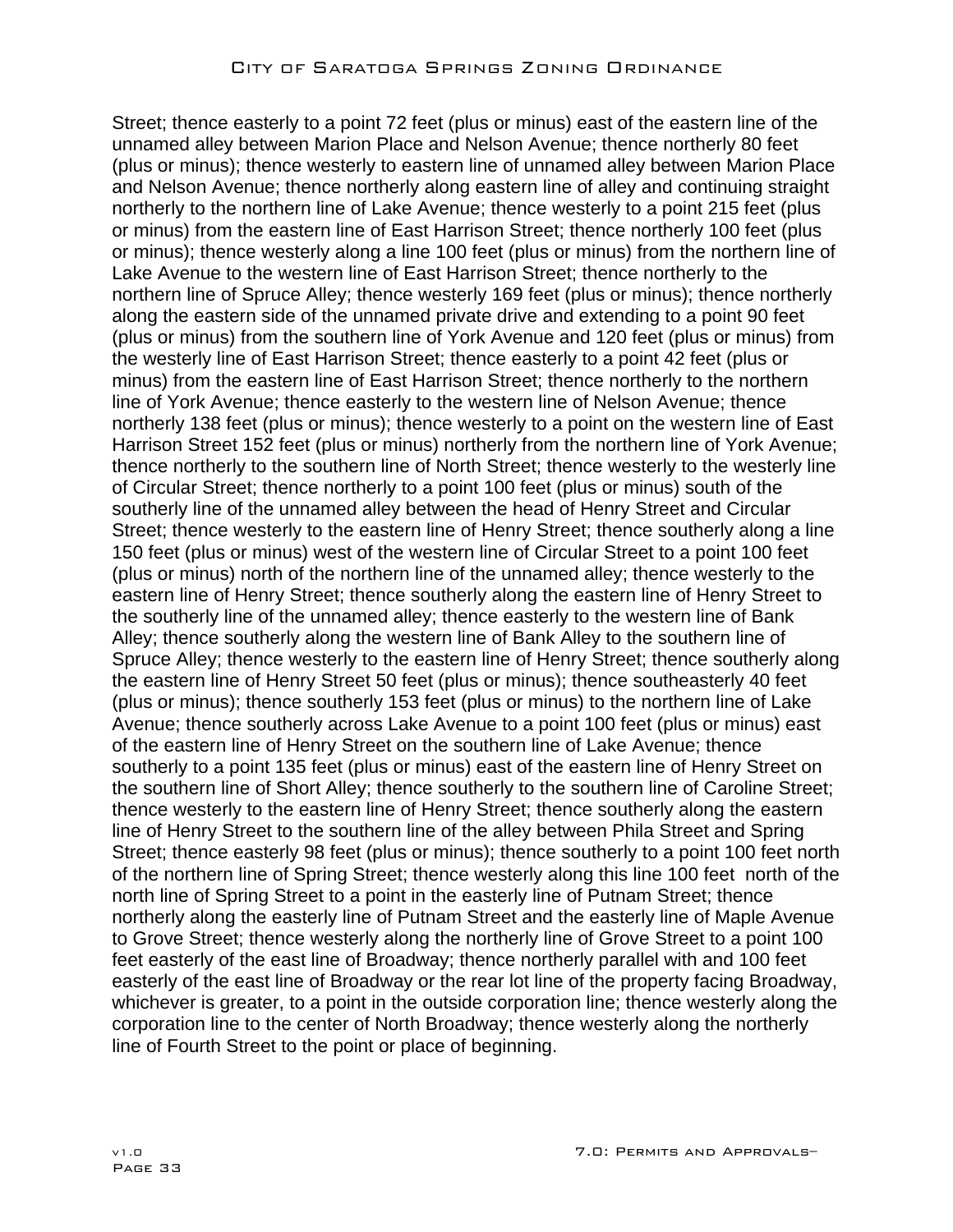Street; thence easterly to a point 72 feet (plus or minus) east of the eastern line of the unnamed alley between Marion Place and Nelson Avenue; thence northerly 80 feet (plus or minus); thence westerly to eastern line of unnamed alley between Marion Place and Nelson Avenue; thence northerly along eastern line of alley and continuing straight northerly to the northern line of Lake Avenue; thence westerly to a point 215 feet (plus or minus) from the eastern line of East Harrison Street; thence northerly 100 feet (plus or minus); thence westerly along a line 100 feet (plus or minus) from the northern line of Lake Avenue to the western line of East Harrison Street; thence northerly to the northern line of Spruce Alley; thence westerly 169 feet (plus or minus); thence northerly along the eastern side of the unnamed private drive and extending to a point 90 feet (plus or minus) from the southern line of York Avenue and 120 feet (plus or minus) from the westerly line of East Harrison Street; thence easterly to a point 42 feet (plus or minus) from the eastern line of East Harrison Street; thence northerly to the northern line of York Avenue; thence easterly to the western line of Nelson Avenue; thence northerly 138 feet (plus or minus); thence westerly to a point on the western line of East Harrison Street 152 feet (plus or minus) northerly from the northern line of York Avenue; thence northerly to the southern line of North Street; thence westerly to the westerly line of Circular Street; thence northerly to a point 100 feet (plus or minus) south of the southerly line of the unnamed alley between the head of Henry Street and Circular Street; thence westerly to the eastern line of Henry Street; thence southerly along a line 150 feet (plus or minus) west of the western line of Circular Street to a point 100 feet (plus or minus) north of the northern line of the unnamed alley; thence westerly to the eastern line of Henry Street; thence southerly along the eastern line of Henry Street to the southerly line of the unnamed alley; thence easterly to the western line of Bank Alley; thence southerly along the western line of Bank Alley to the southern line of Spruce Alley; thence westerly to the eastern line of Henry Street; thence southerly along the eastern line of Henry Street 50 feet (plus or minus); thence southeasterly 40 feet (plus or minus); thence southerly 153 feet (plus or minus) to the northern line of Lake Avenue; thence southerly across Lake Avenue to a point 100 feet (plus or minus) east of the eastern line of Henry Street on the southern line of Lake Avenue; thence southerly to a point 135 feet (plus or minus) east of the eastern line of Henry Street on the southern line of Short Alley; thence southerly to the southern line of Caroline Street; thence westerly to the eastern line of Henry Street; thence southerly along the eastern line of Henry Street to the southern line of the alley between Phila Street and Spring Street; thence easterly 98 feet (plus or minus); thence southerly to a point 100 feet north of the northern line of Spring Street; thence westerly along this line 100 feet north of the north line of Spring Street to a point in the easterly line of Putnam Street; thence northerly along the easterly line of Putnam Street and the easterly line of Maple Avenue to Grove Street; thence westerly along the northerly line of Grove Street to a point 100 feet easterly of the east line of Broadway; thence northerly parallel with and 100 feet easterly of the east line of Broadway or the rear lot line of the property facing Broadway, whichever is greater, to a point in the outside corporation line; thence westerly along the corporation line to the center of North Broadway; thence westerly along the northerly line of Fourth Street to the point or place of beginning.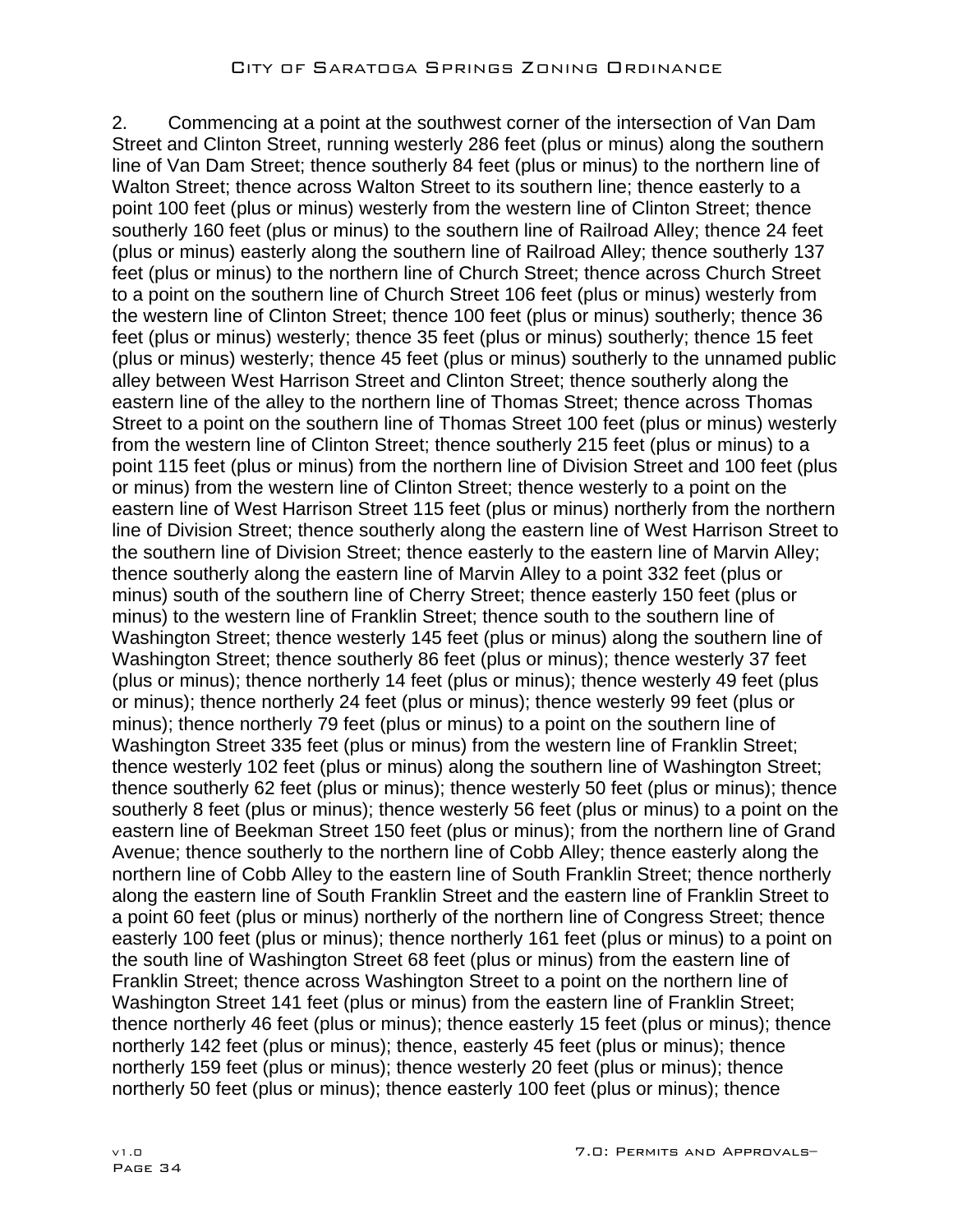2. Commencing at a point at the southwest corner of the intersection of Van Dam Street and Clinton Street, running westerly 286 feet (plus or minus) along the southern line of Van Dam Street; thence southerly 84 feet (plus or minus) to the northern line of Walton Street; thence across Walton Street to its southern line; thence easterly to a point 100 feet (plus or minus) westerly from the western line of Clinton Street; thence southerly 160 feet (plus or minus) to the southern line of Railroad Alley; thence 24 feet (plus or minus) easterly along the southern line of Railroad Alley; thence southerly 137 feet (plus or minus) to the northern line of Church Street; thence across Church Street to a point on the southern line of Church Street 106 feet (plus or minus) westerly from the western line of Clinton Street; thence 100 feet (plus or minus) southerly; thence 36 feet (plus or minus) westerly; thence 35 feet (plus or minus) southerly; thence 15 feet (plus or minus) westerly; thence 45 feet (plus or minus) southerly to the unnamed public alley between West Harrison Street and Clinton Street; thence southerly along the eastern line of the alley to the northern line of Thomas Street; thence across Thomas Street to a point on the southern line of Thomas Street 100 feet (plus or minus) westerly from the western line of Clinton Street; thence southerly 215 feet (plus or minus) to a point 115 feet (plus or minus) from the northern line of Division Street and 100 feet (plus or minus) from the western line of Clinton Street; thence westerly to a point on the eastern line of West Harrison Street 115 feet (plus or minus) northerly from the northern line of Division Street; thence southerly along the eastern line of West Harrison Street to the southern line of Division Street; thence easterly to the eastern line of Marvin Alley; thence southerly along the eastern line of Marvin Alley to a point 332 feet (plus or minus) south of the southern line of Cherry Street; thence easterly 150 feet (plus or minus) to the western line of Franklin Street; thence south to the southern line of Washington Street; thence westerly 145 feet (plus or minus) along the southern line of Washington Street; thence southerly 86 feet (plus or minus); thence westerly 37 feet (plus or minus); thence northerly 14 feet (plus or minus); thence westerly 49 feet (plus or minus); thence northerly 24 feet (plus or minus); thence westerly 99 feet (plus or minus); thence northerly 79 feet (plus or minus) to a point on the southern line of Washington Street 335 feet (plus or minus) from the western line of Franklin Street; thence westerly 102 feet (plus or minus) along the southern line of Washington Street; thence southerly 62 feet (plus or minus); thence westerly 50 feet (plus or minus); thence southerly 8 feet (plus or minus); thence westerly 56 feet (plus or minus) to a point on the eastern line of Beekman Street 150 feet (plus or minus); from the northern line of Grand Avenue; thence southerly to the northern line of Cobb Alley; thence easterly along the northern line of Cobb Alley to the eastern line of South Franklin Street; thence northerly along the eastern line of South Franklin Street and the eastern line of Franklin Street to a point 60 feet (plus or minus) northerly of the northern line of Congress Street; thence easterly 100 feet (plus or minus); thence northerly 161 feet (plus or minus) to a point on the south line of Washington Street 68 feet (plus or minus) from the eastern line of Franklin Street; thence across Washington Street to a point on the northern line of Washington Street 141 feet (plus or minus) from the eastern line of Franklin Street; thence northerly 46 feet (plus or minus); thence easterly 15 feet (plus or minus); thence northerly 142 feet (plus or minus); thence, easterly 45 feet (plus or minus); thence northerly 159 feet (plus or minus); thence westerly 20 feet (plus or minus); thence northerly 50 feet (plus or minus); thence easterly 100 feet (plus or minus); thence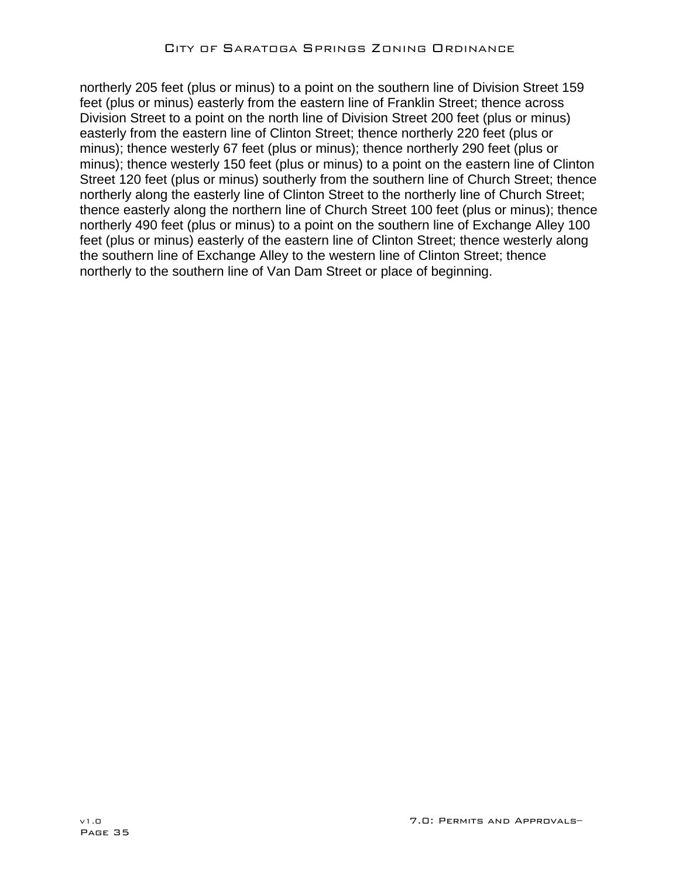northerly 205 feet (plus or minus) to a point on the southern line of Division Street 159 feet (plus or minus) easterly from the eastern line of Franklin Street; thence across Division Street to a point on the north line of Division Street 200 feet (plus or minus) easterly from the eastern line of Clinton Street; thence northerly 220 feet (plus or minus); thence westerly 67 feet (plus or minus); thence northerly 290 feet (plus or minus); thence westerly 150 feet (plus or minus) to a point on the eastern line of Clinton Street 120 feet (plus or minus) southerly from the southern line of Church Street; thence northerly along the easterly line of Clinton Street to the northerly line of Church Street; thence easterly along the northern line of Church Street 100 feet (plus or minus); thence northerly 490 feet (plus or minus) to a point on the southern line of Exchange Alley 100 feet (plus or minus) easterly of the eastern line of Clinton Street; thence westerly along the southern line of Exchange Alley to the western line of Clinton Street; thence northerly to the southern line of Van Dam Street or place of beginning.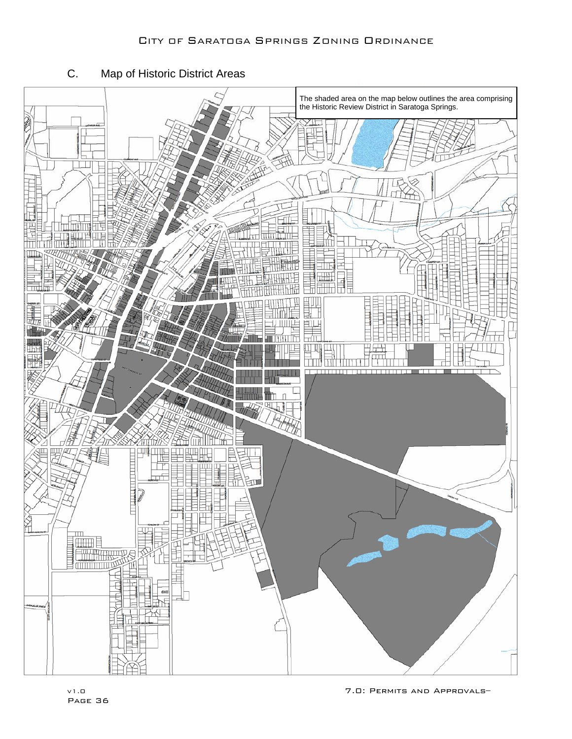## C. Map of Historic District Areas

The shaded area on the map below outlines the area comprising the Historic Review District in Saratoga Springs.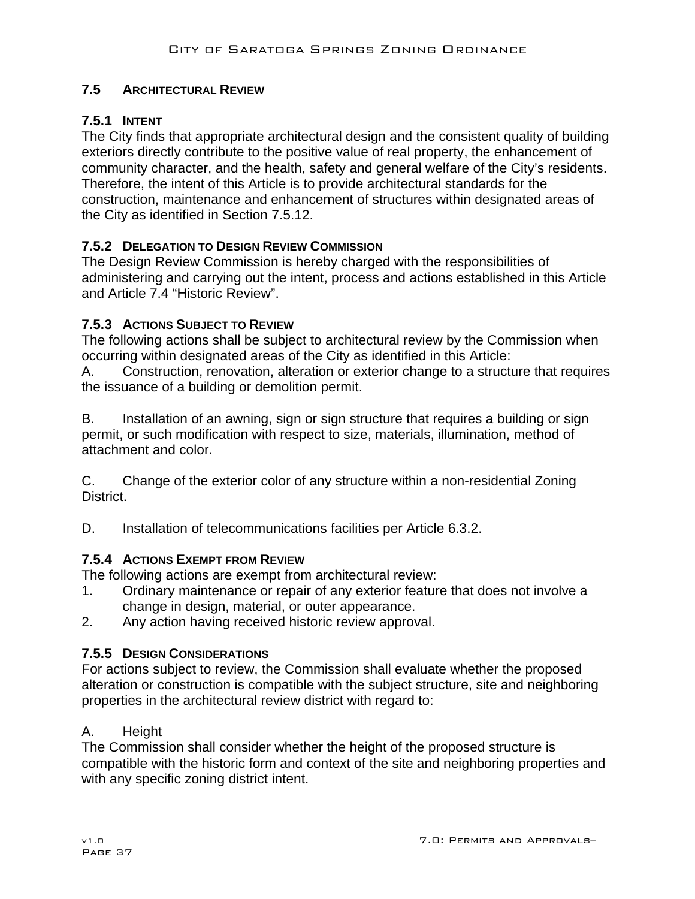## 7.5 ARCHITECTURAL REVIEW

### 7.5.1 INTENT

The City finds that appropriate architectural design and the consistent quality of building exteriors directly contribute to the positive value of real property, the enhancement of community character, and the health, safety and general welfare of the City's residents. Therefore, the intent of this Article is to provide architectural standards for the construction, maintenance and enhancement of structures within designated areas of the City as identified in Section 7.5.12.

### 7.5.2 DELEGATION TO DESIGN REVIEW COMMISSION

The Design Review Commission is hereby charged with the responsibilities of administering and carrying out the intent, process and actions established in this Article and Article 7.4 "Historic Review".

### 7.5.3 ACTIONS SUBJECT TO REVIEW

The following actions shall be subject to architectural review by the Commission when occurring within designated areas of the City as identified in this Article:

A. Construction, renovation, alteration or exterior change to a structure that requires the issuance of a building or demolition permit.

B. Installation of an awning, sign or sign structure that requires a building or sign permit, or such modification with respect to size, materials, illumination, method of attachment and color.

C. Change of the exterior color of any structure within a non-residential Zoning District.

D. Installation of telecommunications facilities per Article 6.3.2.

### 7.5.4 ACTIONS EXEMPT FROM REVIEW

The following actions are exempt from architectural review:

1. Ordinary maintenance or repair of any exterior feature that does not involve a change in design, material, or outer appearance.
2. Any action having received historic review approval.

### 7.5.5 DESIGN CONSIDERATIONS

For actions subject to review, the Commission shall evaluate whether the proposed alteration or construction is compatible with the subject structure, site and neighboring properties in the architectural review district with regard to:

A. Height

The Commission shall consider whether the height of the proposed structure is compatible with the historic form and context of the site and neighboring properties and with any specific zoning district intent.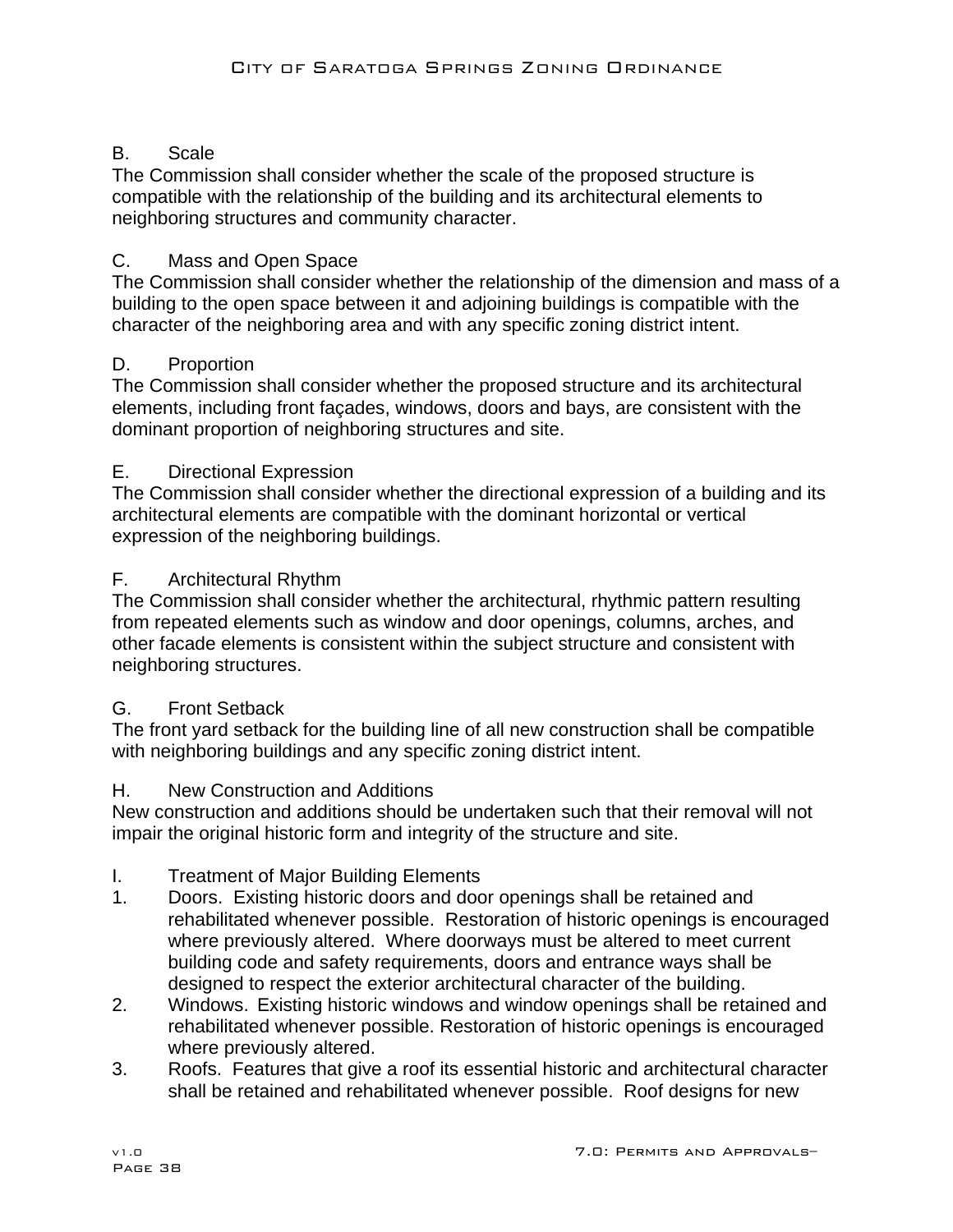### B. Scale

The Commission shall consider whether the scale of the proposed structure is compatible with the relationship of the building and its architectural elements to neighboring structures and community character.

### C. Mass and Open Space

The Commission shall consider whether the relationship of the dimension and mass of a building to the open space between it and adjoining buildings is compatible with the character of the neighboring area and with any specific zoning district intent.

### D. Proportion

The Commission shall consider whether the proposed structure and its architectural elements, including front façades, windows, doors and bays, are consistent with the dominant proportion of neighboring structures and site.

### E. Directional Expression

The Commission shall consider whether the directional expression of a building and its architectural elements are compatible with the dominant horizontal or vertical expression of the neighboring buildings.

### F. Architectural Rhythm

The Commission shall consider whether the architectural, rhythmic pattern resulting from repeated elements such as window and door openings, columns, arches, and other facade elements is consistent within the subject structure and consistent with neighboring structures.

### G. Front Setback

The front yard setback for the building line of all new construction shall be compatible with neighboring buildings and any specific zoning district intent.

### H. New Construction and Additions

New construction and additions should be undertaken such that their removal will not impair the original historic form and integrity of the structure and site.

### I. Treatment of Major Building Elements

1. Doors. Existing historic doors and door openings shall be retained and rehabilitated whenever possible. Restoration of historic openings is encouraged where previously altered. Where doorways must be altered to meet current building code and safety requirements, doors and entrance ways shall be designed to respect the exterior architectural character of the building.
2. Windows. Existing historic windows and window openings shall be retained and rehabilitated whenever possible. Restoration of historic openings is encouraged where previously altered.
3. Roofs. Features that give a roof its essential historic and architectural character shall be retained and rehabilitated whenever possible. Roof designs for new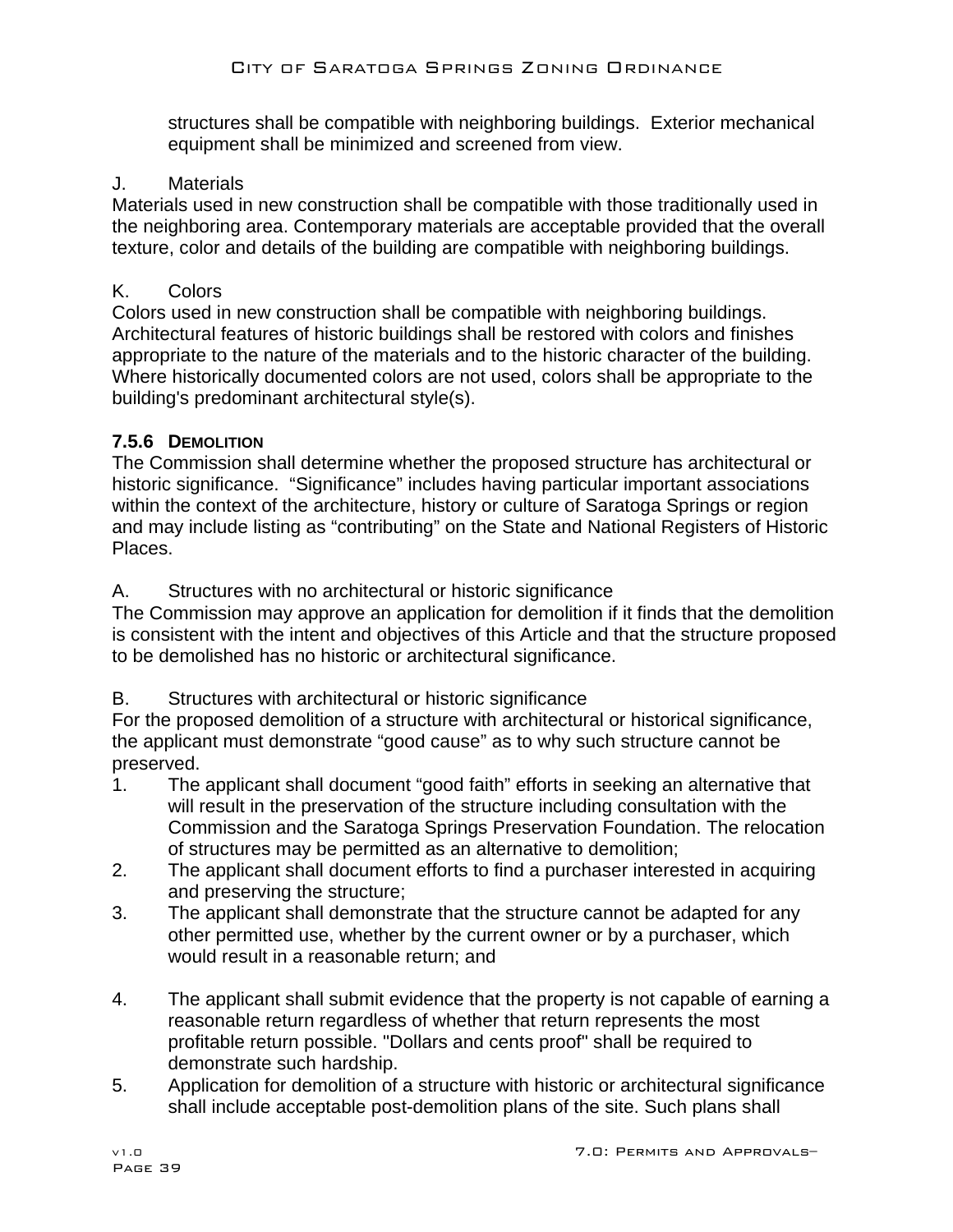structures shall be compatible with neighboring buildings. Exterior mechanical equipment shall be minimized and screened from view.

J. Materials

Materials used in new construction shall be compatible with those traditionally used in the neighboring area. Contemporary materials are acceptable provided that the overall texture, color and details of the building are compatible with neighboring buildings.

K. Colors

Colors used in new construction shall be compatible with neighboring buildings. Architectural features of historic buildings shall be restored with colors and finishes appropriate to the nature of the materials and to the historic character of the building. Where historically documented colors are not used, colors shall be appropriate to the building's predominant architectural style(s).

### 7.5.6 Demolition

The Commission shall determine whether the proposed structure has architectural or historic significance. “Significance” includes having particular important associations within the context of the architecture, history or culture of Saratoga Springs or region and may include listing as “contributing” on the State and National Registers of Historic Places.

A. Structures with no architectural or historic significance

The Commission may approve an application for demolition if it finds that the demolition is consistent with the intent and objectives of this Article and that the structure proposed to be demolished has no historic or architectural significance.

B. Structures with architectural or historic significance

For the proposed demolition of a structure with architectural or historical significance, the applicant must demonstrate “good cause” as to why such structure cannot be preserved.

1. The applicant shall document “good faith” efforts in seeking an alternative that will result in the preservation of the structure including consultation with the Commission and the Saratoga Springs Preservation Foundation. The relocation of structures may be permitted as an alternative to demolition;
2. The applicant shall document efforts to find a purchaser interested in acquiring and preserving the structure;
3. The applicant shall demonstrate that the structure cannot be adapted for any other permitted use, whether by the current owner or by a purchaser, which would result in a reasonable return; and
4. The applicant shall submit evidence that the property is not capable of earning a reasonable return regardless of whether that return represents the most profitable return possible. "Dollars and cents proof" shall be required to demonstrate such hardship.
5. Application for demolition of a structure with historic or architectural significance shall include acceptable post-demolition plans of the site. Such plans shall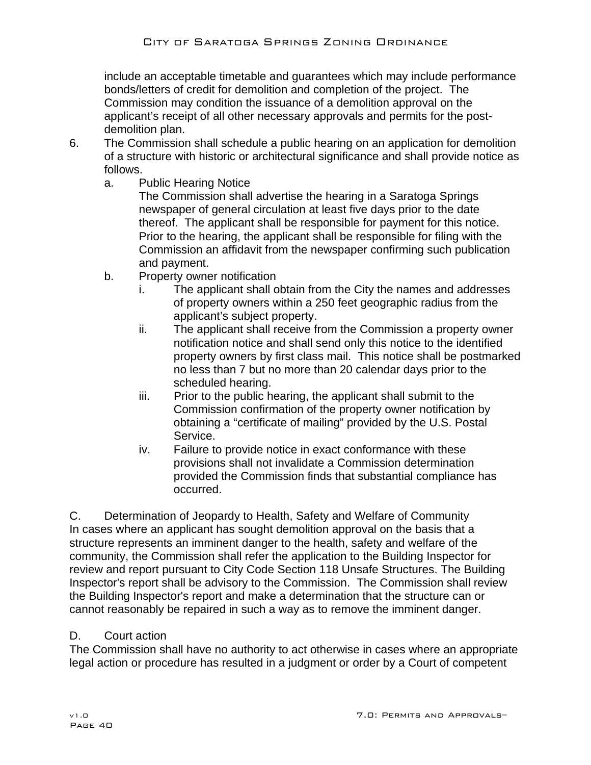include an acceptable timetable and guarantees which may include performance bonds/letters of credit for demolition and completion of the project. The Commission may condition the issuance of a demolition approval on the applicant's receipt of all other necessary approvals and permits for the post-demolition plan.

6. The Commission shall schedule a public hearing on an application for demolition of a structure with historic or architectural significance and shall provide notice as follows.
   a. Public Hearing Notice
      The Commission shall advertise the hearing in a Saratoga Springs newspaper of general circulation at least five days prior to the date thereof. The applicant shall be responsible for payment for this notice. Prior to the hearing, the applicant shall be responsible for filing with the Commission an affidavit from the newspaper confirming such publication and payment.
   b. Property owner notification
      i. The applicant shall obtain from the City the names and addresses of property owners within a 250 feet geographic radius from the applicant's subject property.
      ii. The applicant shall receive from the Commission a property owner notification notice and shall send only this notice to the identified property owners by first class mail. This notice shall be postmarked no less than 7 but no more than 20 calendar days prior to the scheduled hearing.
      iii. Prior to the public hearing, the applicant shall submit to the Commission confirmation of the property owner notification by obtaining a "certificate of mailing" provided by the U.S. Postal Service.
      iv. Failure to provide notice in exact conformance with these provisions shall not invalidate a Commission determination provided the Commission finds that substantial compliance has occurred.

C. Determination of Jeopardy to Health, Safety and Welfare of Community

In cases where an applicant has sought demolition approval on the basis that a structure represents an imminent danger to the health, safety and welfare of the community, the Commission shall refer the application to the Building Inspector for review and report pursuant to City Code Section 118 Unsafe Structures. The Building Inspector's report shall be advisory to the Commission. The Commission shall review the Building Inspector's report and make a determination that the structure can or cannot reasonably be repaired in such a way as to remove the imminent danger.

D. Court action

The Commission shall have no authority to act otherwise in cases where an appropriate legal action or procedure has resulted in a judgment or order by a Court of competent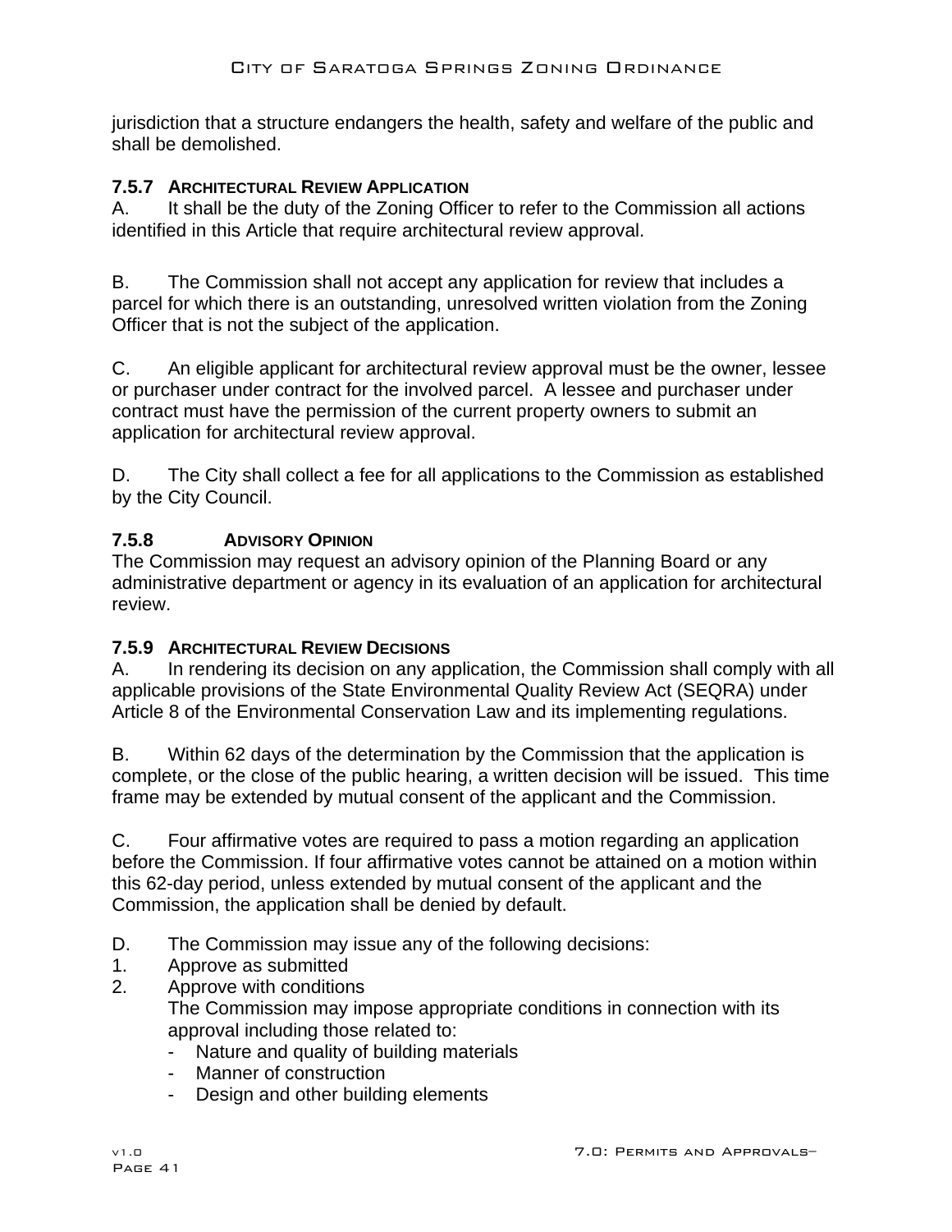jurisdiction that a structure endangers the health, safety and welfare of the public and shall be demolished.

### 7.5.7 ARCHITECTURAL REVIEW APPLICATION

A. It shall be the duty of the Zoning Officer to refer to the Commission all actions identified in this Article that require architectural review approval.

B. The Commission shall not accept any application for review that includes a parcel for which there is an outstanding, unresolved written violation from the Zoning Officer that is not the subject of the application.

C. An eligible applicant for architectural review approval must be the owner, lessee or purchaser under contract for the involved parcel. A lessee and purchaser under contract must have the permission of the current property owners to submit an application for architectural review approval.

D. The City shall collect a fee for all applications to the Commission as established by the City Council.

### 7.5.8 ADVISORY OPINION

The Commission may request an advisory opinion of the Planning Board or any administrative department or agency in its evaluation of an application for architectural review.

### 7.5.9 ARCHITECTURAL REVIEW DECISIONS

A. In rendering its decision on any application, the Commission shall comply with all applicable provisions of the State Environmental Quality Review Act (SEQRA) under Article 8 of the Environmental Conservation Law and its implementing regulations.

B. Within 62 days of the determination by the Commission that the application is complete, or the close of the public hearing, a written decision will be issued. This time frame may be extended by mutual consent of the applicant and the Commission.

C. Four affirmative votes are required to pass a motion regarding an application before the Commission. If four affirmative votes cannot be attained on a motion within this 62-day period, unless extended by mutual consent of the applicant and the Commission, the application shall be denied by default.

D. The Commission may issue any of the following decisions:

1. Approve as submitted
2. Approve with conditions
   The Commission may impose appropriate conditions in connection with its approval including those related to:
   - Nature and quality of building materials
   - Manner of construction
   - Design and other building elements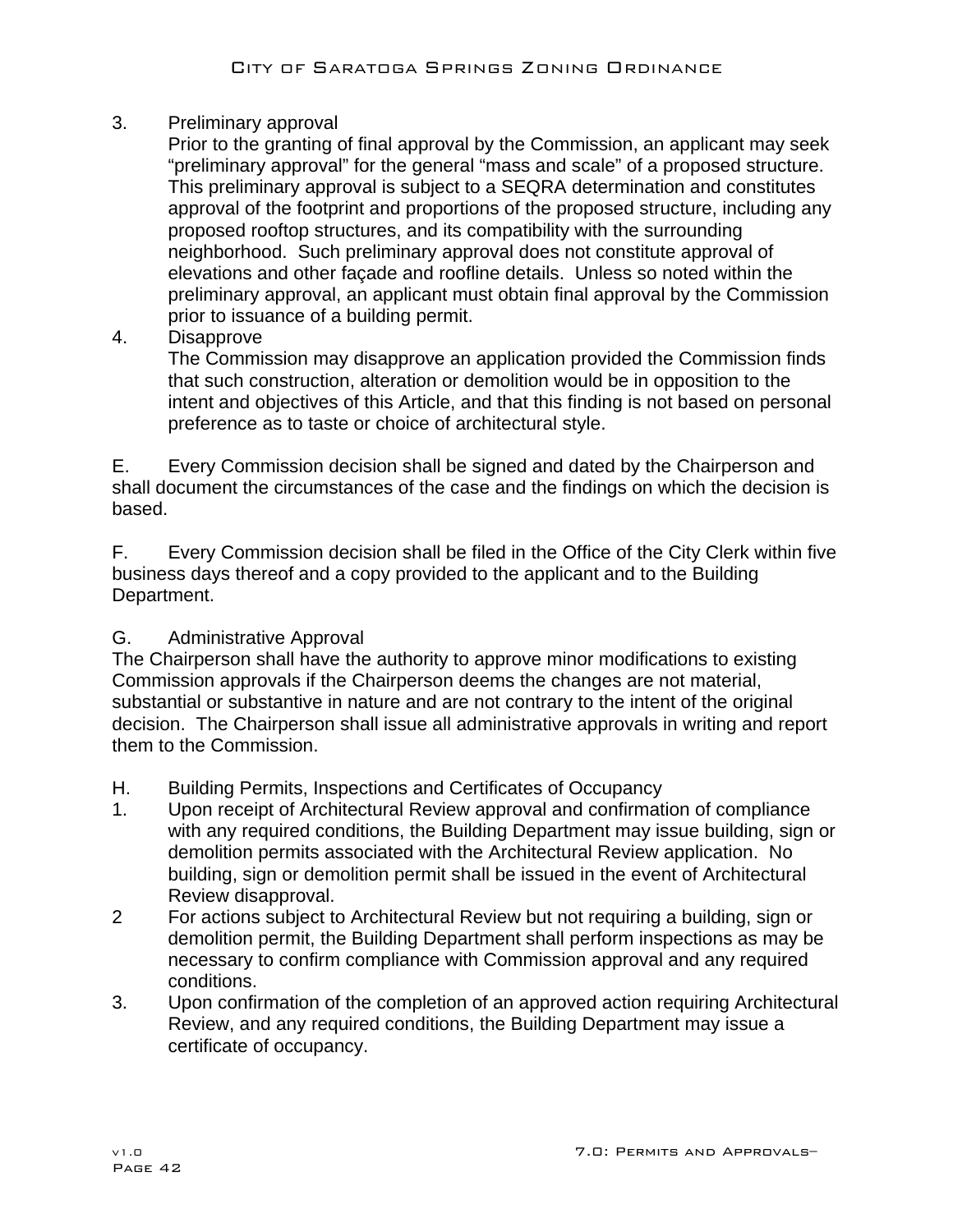3. Preliminary approval
   Prior to the granting of final approval by the Commission, an applicant may seek "preliminary approval" for the general "mass and scale" of a proposed structure. This preliminary approval is subject to a SEQRA determination and constitutes approval of the footprint and proportions of the proposed structure, including any proposed rooftop structures, and its compatibility with the surrounding neighborhood. Such preliminary approval does not constitute approval of elevations and other façade and roofline details. Unless so noted within the preliminary approval, an applicant must obtain final approval by the Commission prior to issuance of a building permit.
4. Disapprove
   The Commission may disapprove an application provided the Commission finds that such construction, alteration or demolition would be in opposition to the intent and objectives of this Article, and that this finding is not based on personal preference as to taste or choice of architectural style.

E. Every Commission decision shall be signed and dated by the Chairperson and shall document the circumstances of the case and the findings on which the decision is based.

F. Every Commission decision shall be filed in the Office of the City Clerk within five business days thereof and a copy provided to the applicant and to the Building Department.

G. Administrative Approval
The Chairperson shall have the authority to approve minor modifications to existing Commission approvals if the Chairperson deems the changes are not material, substantial or substantive in nature and are not contrary to the intent of the original decision. The Chairperson shall issue all administrative approvals in writing and report them to the Commission.

H. Building Permits, Inspections and Certificates of Occupancy
1. Upon receipt of Architectural Review approval and confirmation of compliance with any required conditions, the Building Department may issue building, sign or demolition permits associated with the Architectural Review application. No building, sign or demolition permit shall be issued in the event of Architectural Review disapproval.
2 For actions subject to Architectural Review but not requiring a building, sign or demolition permit, the Building Department shall perform inspections as may be necessary to confirm compliance with Commission approval and any required conditions.
3. Upon confirmation of the completion of an approved action requiring Architectural Review, and any required conditions, the Building Department may issue a certificate of occupancy.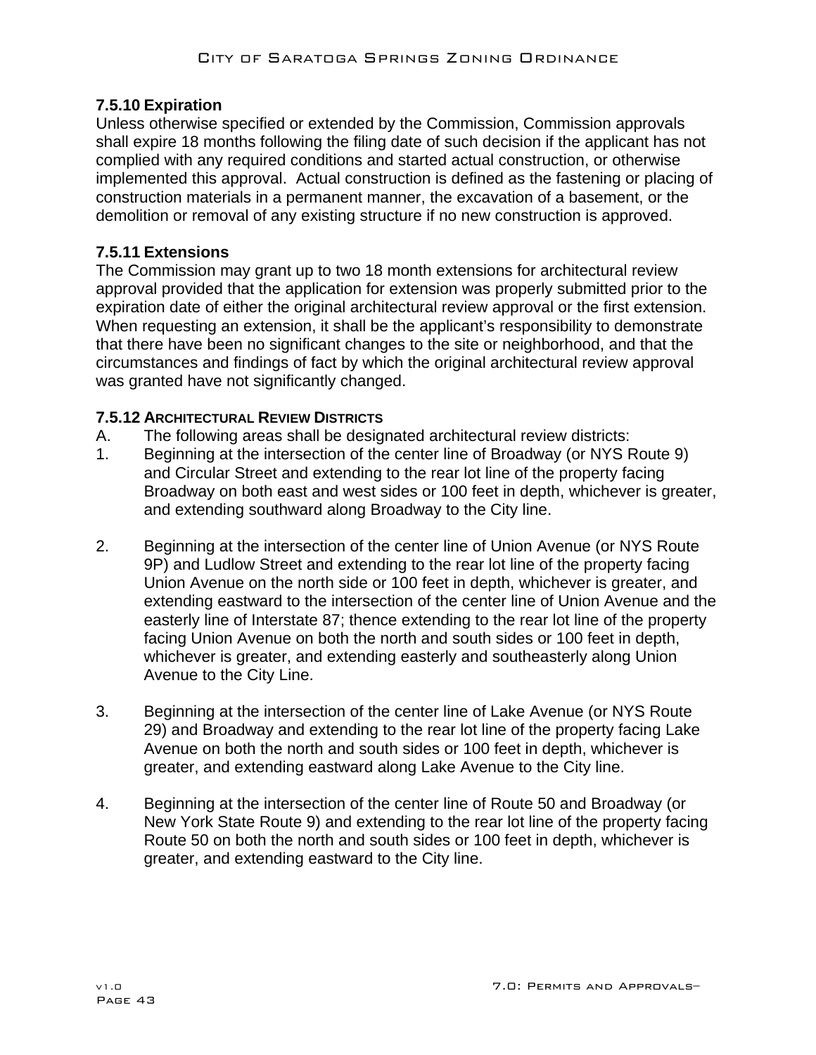### 7.5.10 Expiration

Unless otherwise specified or extended by the Commission, Commission approvals shall expire 18 months following the filing date of such decision if the applicant has not complied with any required conditions and started actual construction, or otherwise implemented this approval. Actual construction is defined as the fastening or placing of construction materials in a permanent manner, the excavation of a basement, or the demolition or removal of any existing structure if no new construction is approved.

### 7.5.11 Extensions

The Commission may grant up to two 18 month extensions for architectural review approval provided that the application for extension was properly submitted prior to the expiration date of either the original architectural review approval or the first extension. When requesting an extension, it shall be the applicant's responsibility to demonstrate that there have been no significant changes to the site or neighborhood, and that the circumstances and findings of fact by which the original architectural review approval was granted have not significantly changed.

### 7.5.12 Architectural Review Districts

A. The following areas shall be designated architectural review districts:

1. Beginning at the intersection of the center line of Broadway (or NYS Route 9) and Circular Street and extending to the rear lot line of the property facing Broadway on both east and west sides or 100 feet in depth, whichever is greater, and extending southward along Broadway to the City line.

2. Beginning at the intersection of the center line of Union Avenue (or NYS Route 9P) and Ludlow Street and extending to the rear lot line of the property facing Union Avenue on the north side or 100 feet in depth, whichever is greater, and extending eastward to the intersection of the center line of Union Avenue and the easterly line of Interstate 87; thence extending to the rear lot line of the property facing Union Avenue on both the north and south sides or 100 feet in depth, whichever is greater, and extending easterly and southeasterly along Union Avenue to the City Line.

3. Beginning at the intersection of the center line of Lake Avenue (or NYS Route 29) and Broadway and extending to the rear lot line of the property facing Lake Avenue on both the north and south sides or 100 feet in depth, whichever is greater, and extending eastward along Lake Avenue to the City line.

4. Beginning at the intersection of the center line of Route 50 and Broadway (or New York State Route 9) and extending to the rear lot line of the property facing Route 50 on both the north and south sides or 100 feet in depth, whichever is greater, and extending eastward to the City line.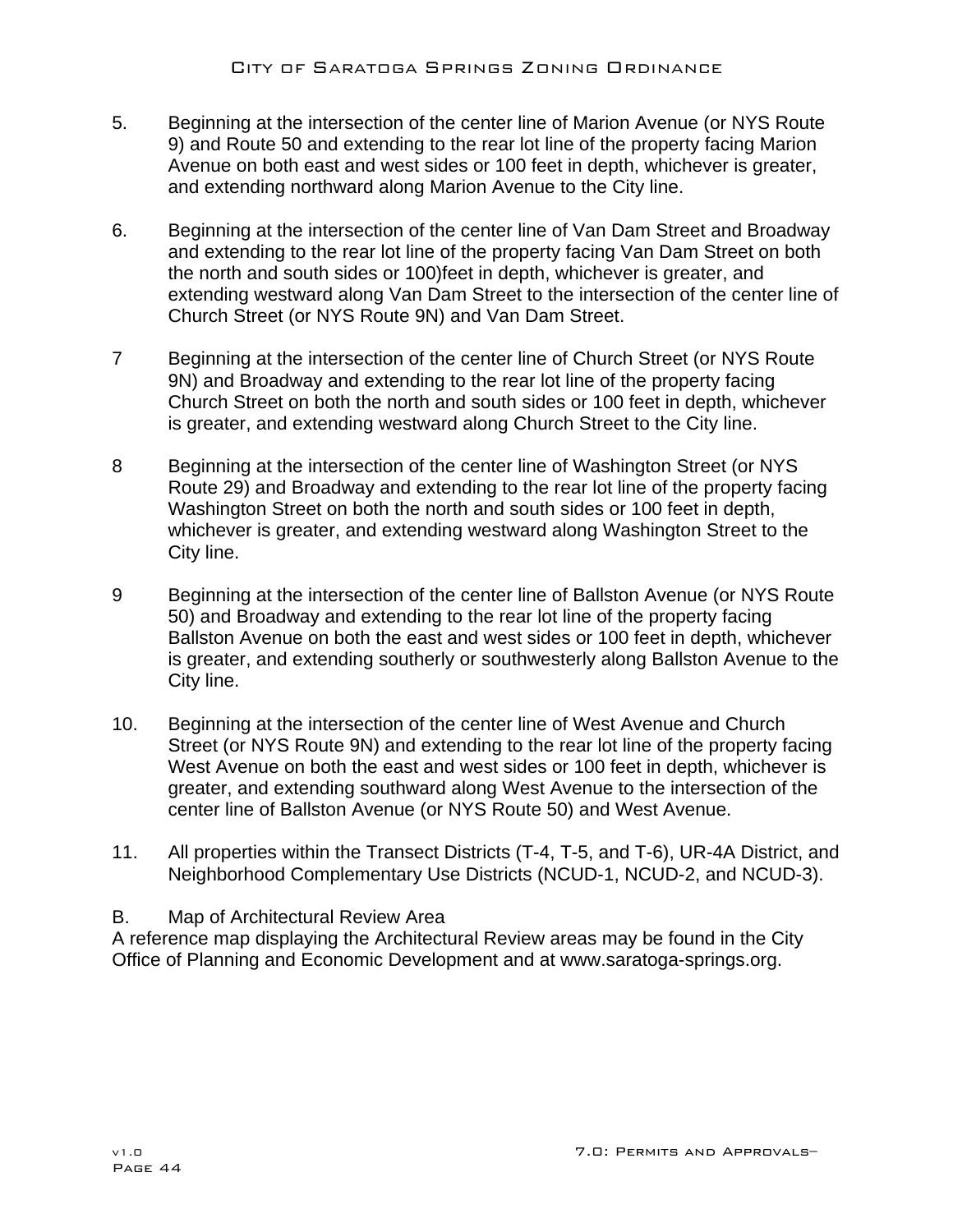5. Beginning at the intersection of the center line of Marion Avenue (or NYS Route 9) and Route 50 and extending to the rear lot line of the property facing Marion Avenue on both east and west sides or 100 feet in depth, whichever is greater, and extending northward along Marion Avenue to the City line.

6. Beginning at the intersection of the center line of Van Dam Street and Broadway and extending to the rear lot line of the property facing Van Dam Street on both the north and south sides or 100)feet in depth, whichever is greater, and extending westward along Van Dam Street to the intersection of the center line of Church Street (or NYS Route 9N) and Van Dam Street.

7 Beginning at the intersection of the center line of Church Street (or NYS Route 9N) and Broadway and extending to the rear lot line of the property facing Church Street on both the north and south sides or 100 feet in depth, whichever is greater, and extending westward along Church Street to the City line.

8 Beginning at the intersection of the center line of Washington Street (or NYS Route 29) and Broadway and extending to the rear lot line of the property facing Washington Street on both the north and south sides or 100 feet in depth, whichever is greater, and extending westward along Washington Street to the City line.

9 Beginning at the intersection of the center line of Ballston Avenue (or NYS Route 50) and Broadway and extending to the rear lot line of the property facing Ballston Avenue on both the east and west sides or 100 feet in depth, whichever is greater, and extending southerly or southwesterly along Ballston Avenue to the City line.

10. Beginning at the intersection of the center line of West Avenue and Church Street (or NYS Route 9N) and extending to the rear lot line of the property facing West Avenue on both the east and west sides or 100 feet in depth, whichever is greater, and extending southward along West Avenue to the intersection of the center line of Ballston Avenue (or NYS Route 50) and West Avenue.

11. All properties within the Transect Districts (T-4, T-5, and T-6), UR-4A District, and Neighborhood Complementary Use Districts (NCUD-1, NCUD-2, and NCUD-3).

B. Map of Architectural Review Area

A reference map displaying the Architectural Review areas may be found in the City Office of Planning and Economic Development and at www.saratoga-springs.org.